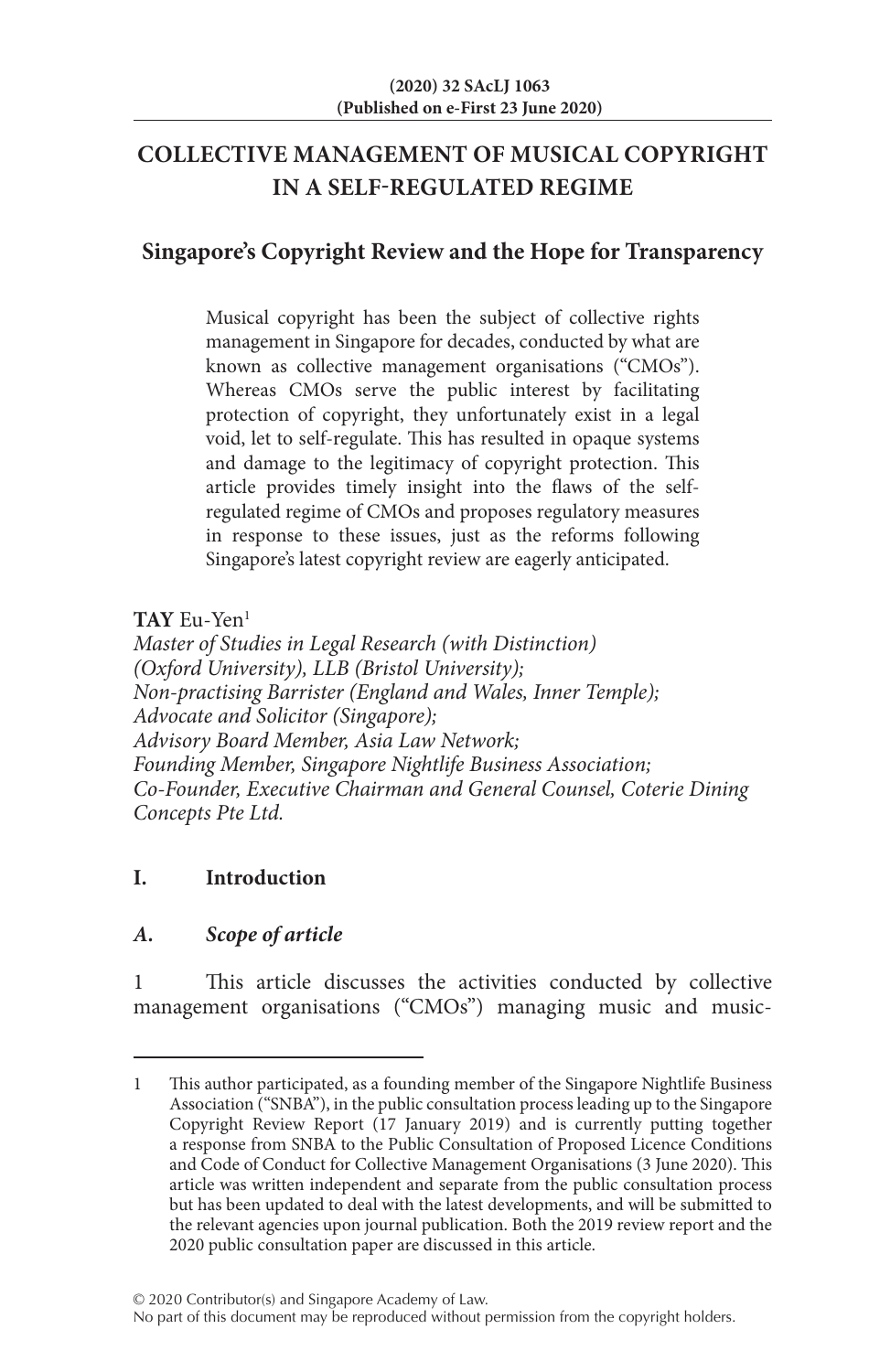# COLLECTIVE MANAGEMENT OF MUSICAL COPYRIGHT IN A SELF-REGULATED REGIME

## Singapore's Copyright Review and the Hope for Transparency

Musical copyright has been the subject of collective rights management in Singapore for decades, conducted by what are known as collective management organisations ("CMOs"). Whereas CMOs serve the public interest by facilitating protection of copyright, they unfortunately exist in a legal void, let to self-regulate. This has resulted in opaque systems and damage to the legitimacy of copyright protection. This article provides timely insight into the flaws of the self-regulated regime of CMOs and proposes regulatory measures in response to these issues, just as the reforms following Singapore's latest copyright review are eagerly anticipated.

**TAY** Eu-Yen[1]

*Master of Studies in Legal Research (with Distinction) (Oxford University), LLB (Bristol University);*
*Non-practising Barrister (England and Wales, Inner Temple);*
*Advocate and Solicitor (Singapore);*
*Advisory Board Member, Asia Law Network;*
*Founding Member, Singapore Nightlife Business Association;*
*Co-Founder, Executive Chairman and General Counsel, Coterie Dining Concepts Pte Ltd.*

## I. Introduction

### *A. Scope of article*

1 This article discusses the activities conducted by collective management organisations ("CMOs") managing music and music-

---

1 This author participated, as a founding member of the Singapore Nightlife Business Association ("SNBA"), in the public consultation process leading up to the Singapore Copyright Review Report (17 January 2019) and is currently putting together a response from SNBA to the Public Consultation of Proposed Licence Conditions and Code of Conduct for Collective Management Organisations (3 June 2020). This article was written independent and separate from the public consultation process but has been updated to deal with the latest developments, and will be submitted to the relevant agencies upon journal publication. Both the 2019 review report and the 2020 public consultation paper are discussed in this article.

© 2020 Contributor(s) and Singapore Academy of Law.
No part of this document may be reproduced without permission from the copyright holders.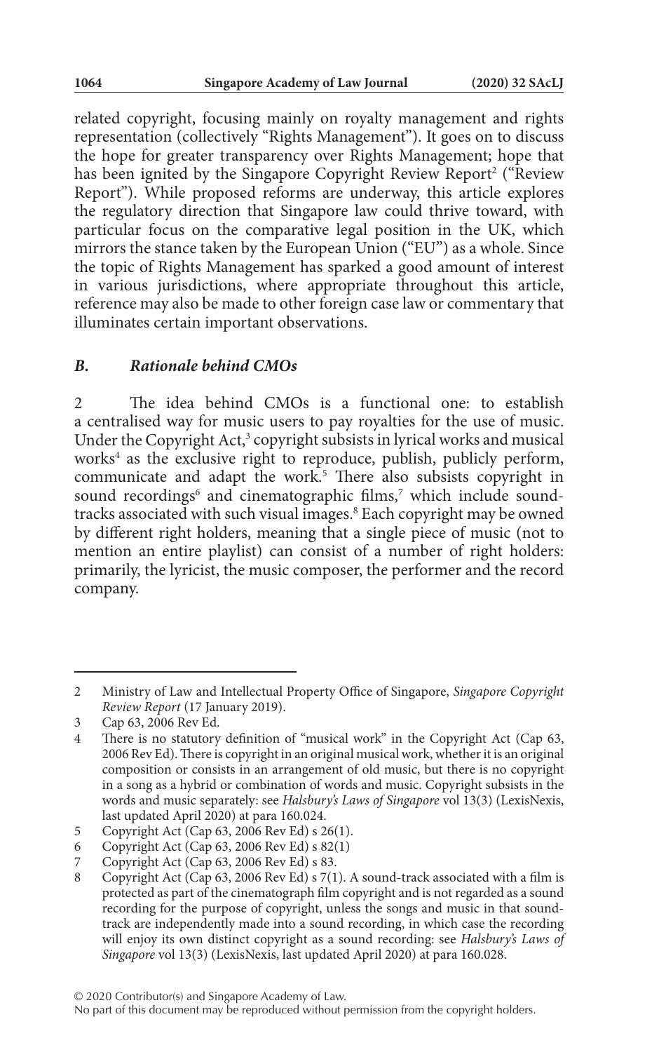related copyright, focusing mainly on royalty management and rights representation (collectively "Rights Management"). It goes on to discuss the hope for greater transparency over Rights Management; hope that has been ignited by the Singapore Copyright Review Report[2] ("Review Report"). While proposed reforms are underway, this article explores the regulatory direction that Singapore law could thrive toward, with particular focus on the comparative legal position in the UK, which mirrors the stance taken by the European Union ("EU") as a whole. Since the topic of Rights Management has sparked a good amount of interest in various jurisdictions, where appropriate throughout this article, reference may also be made to other foreign case law or commentary that illuminates certain important observations.

### *B. Rationale behind CMOs*

2 The idea behind CMOs is a functional one: to establish a centralised way for music users to pay royalties for the use of music. Under the Copyright Act,[3] copyright subsists in lyrical works and musical works[4] as the exclusive right to reproduce, publish, publicly perform, communicate and adapt the work.[5] There also subsists copyright in sound recordings[6] and cinematographic films,[7] which include sound-tracks associated with such visual images.[8] Each copyright may be owned by different right holders, meaning that a single piece of music (not to mention an entire playlist) can consist of a number of right holders: primarily, the lyricist, the music composer, the performer and the record company.

---

2 Ministry of Law and Intellectual Property Office of Singapore, *Singapore Copyright Review Report* (17 January 2019).

3 Cap 63, 2006 Rev Ed.

4 There is no statutory definition of "musical work" in the Copyright Act (Cap 63, 2006 Rev Ed). There is copyright in an original musical work, whether it is an original composition or consists in an arrangement of old music, but there is no copyright in a song as a hybrid or combination of words and music. Copyright subsists in the words and music separately: see *Halsbury's Laws of Singapore* vol 13(3) (LexisNexis, last updated April 2020) at para 160.024.

5 Copyright Act (Cap 63, 2006 Rev Ed) s 26(1).

6 Copyright Act (Cap 63, 2006 Rev Ed) s 82(1)

7 Copyright Act (Cap 63, 2006 Rev Ed) s 83.

8 Copyright Act (Cap 63, 2006 Rev Ed) s 7(1). A sound-track associated with a film is protected as part of the cinematograph film copyright and is not regarded as a sound recording for the purpose of copyright, unless the songs and music in that sound-track are independently made into a sound recording, in which case the recording will enjoy its own distinct copyright as a sound recording: see *Halsbury's Laws of Singapore* vol 13(3) (LexisNexis, last updated April 2020) at para 160.028.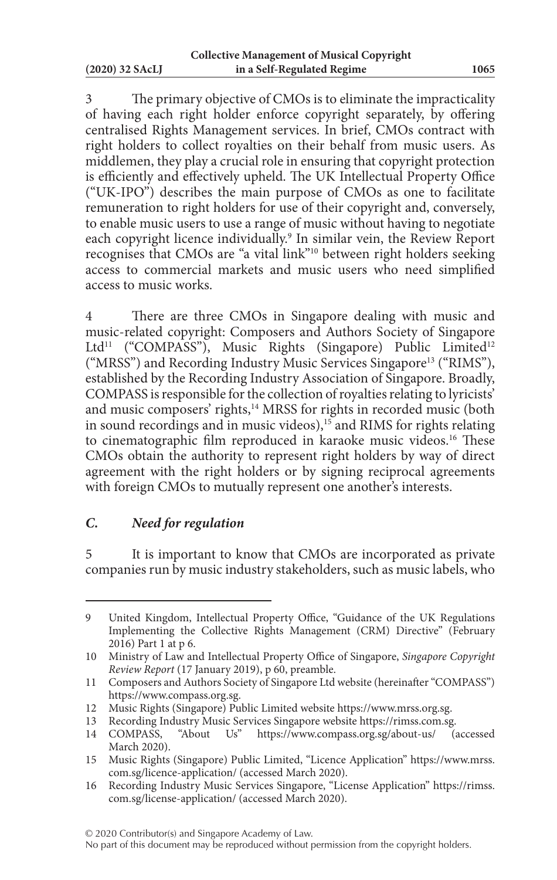3 The primary objective of CMOs is to eliminate the impracticality of having each right holder enforce copyright separately, by offering centralised Rights Management services. In brief, CMOs contract with right holders to collect royalties on their behalf from music users. As middlemen, they play a crucial role in ensuring that copyright protection is efficiently and effectively upheld. The UK Intellectual Property Office ("UK-IPO") describes the main purpose of CMOs as one to facilitate remuneration to right holders for use of their copyright and, conversely, to enable music users to use a range of music without having to negotiate each copyright licence individually.[9] In similar vein, the Review Report recognises that CMOs are "a vital link"[10] between right holders seeking access to commercial markets and music users who need simplified access to music works.

4 There are three CMOs in Singapore dealing with music and music-related copyright: Composers and Authors Society of Singapore Ltd[11] ("COMPASS"), Music Rights (Singapore) Public Limited[12] ("MRSS") and Recording Industry Music Services Singapore[13] ("RIMS"), established by the Recording Industry Association of Singapore. Broadly, COMPASS is responsible for the collection of royalties relating to lyricists' and music composers' rights,[14] MRSS for rights in recorded music (both in sound recordings and in music videos),[15] and RIMS for rights relating to cinematographic film reproduced in karaoke music videos.[16] These CMOs obtain the authority to represent right holders by way of direct agreement with the right holders or by signing reciprocal agreements with foreign CMOs to mutually represent one another's interests.

### *C. Need for regulation*

5 It is important to know that CMOs are incorporated as private companies run by music industry stakeholders, such as music labels, who

---

9 United Kingdom, Intellectual Property Office, "Guidance of the UK Regulations Implementing the Collective Rights Management (CRM) Directive" (February 2016) Part 1 at p 6.

10 Ministry of Law and Intellectual Property Office of Singapore, *Singapore Copyright Review Report* (17 January 2019), p 60, preamble.

11 Composers and Authors Society of Singapore Ltd website (hereinafter "COMPASS") https://www.compass.org.sg.

12 Music Rights (Singapore) Public Limited website https://www.mrss.org.sg.

13 Recording Industry Music Services Singapore website https://rimss.com.sg.

14 COMPASS, "About Us" https://www.compass.org.sg/about-us/ (accessed March 2020).

15 Music Rights (Singapore) Public Limited, "Licence Application" https://www.mrss.com.sg/licence-application/ (accessed March 2020).

16 Recording Industry Music Services Singapore, "License Application" https://rimss.com.sg/license-application/ (accessed March 2020).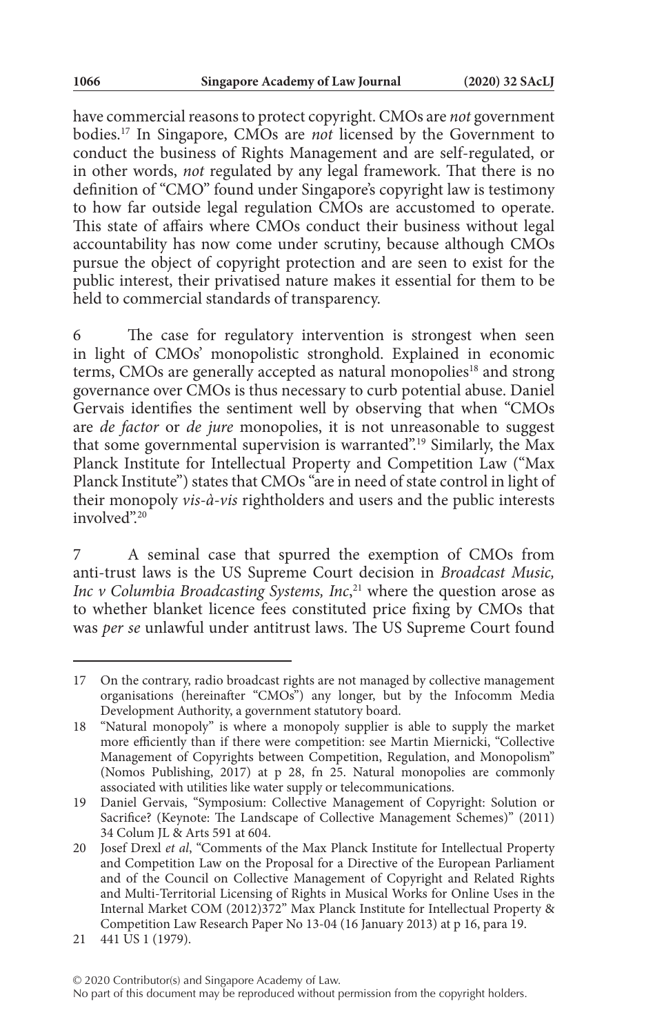have commercial reasons to protect copyright. CMOs are *not* government bodies.[17] In Singapore, CMOs are *not* licensed by the Government to conduct the business of Rights Management and are self-regulated, or in other words, *not* regulated by any legal framework. That there is no definition of "CMO" found under Singapore's copyright law is testimony to how far outside legal regulation CMOs are accustomed to operate. This state of affairs where CMOs conduct their business without legal accountability has now come under scrutiny, because although CMOs pursue the object of copyright protection and are seen to exist for the public interest, their privatised nature makes it essential for them to be held to commercial standards of transparency.

6 The case for regulatory intervention is strongest when seen in light of CMOs' monopolistic stronghold. Explained in economic terms, CMOs are generally accepted as natural monopolies[18] and strong governance over CMOs is thus necessary to curb potential abuse. Daniel Gervais identifies the sentiment well by observing that when "CMOs are *de factor* or *de jure* monopolies, it is not unreasonable to suggest that some governmental supervision is warranted".[19] Similarly, the Max Planck Institute for Intellectual Property and Competition Law ("Max Planck Institute") states that CMOs "are in need of state control in light of their monopoly *vis-à-vis* rightholders and users and the public interests involved".[20]

7 A seminal case that spurred the exemption of CMOs from anti-trust laws is the US Supreme Court decision in *Broadcast Music, Inc v Columbia Broadcasting Systems, Inc*,[21] where the question arose as to whether blanket licence fees constituted price fixing by CMOs that was *per se* unlawful under antitrust laws. The US Supreme Court found

---

17 On the contrary, radio broadcast rights are not managed by collective management organisations (hereinafter "CMOs") any longer, but by the Infocomm Media Development Authority, a government statutory board.

18 "Natural monopoly" is where a monopoly supplier is able to supply the market more efficiently than if there were competition: see Martin Miernicki, "Collective Management of Copyrights between Competition, Regulation, and Monopolism" (Nomos Publishing, 2017) at p 28, fn 25. Natural monopolies are commonly associated with utilities like water supply or telecommunications.

19 Daniel Gervais, "Symposium: Collective Management of Copyright: Solution or Sacrifice? (Keynote: The Landscape of Collective Management Schemes)" (2011) 34 Colum JL & Arts 591 at 604.

20 Josef Drexl *et al*, "Comments of the Max Planck Institute for Intellectual Property and Competition Law on the Proposal for a Directive of the European Parliament and of the Council on Collective Management of Copyright and Related Rights and Multi-Territorial Licensing of Rights in Musical Works for Online Uses in the Internal Market COM (2012)372" Max Planck Institute for Intellectual Property & Competition Law Research Paper No 13-04 (16 January 2013) at p 16, para 19.

21 441 US 1 (1979).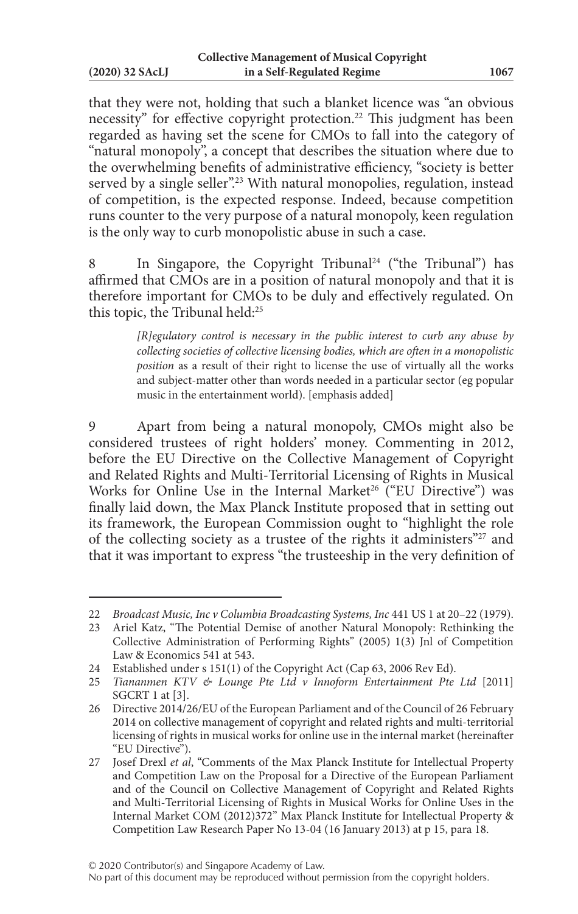that they were not, holding that such a blanket licence was "an obvious necessity" for effective copyright protection.[22] This judgment has been regarded as having set the scene for CMOs to fall into the category of "natural monopoly", a concept that describes the situation where due to the overwhelming benefits of administrative efficiency, "society is better served by a single seller".[23] With natural monopolies, regulation, instead of competition, is the expected response. Indeed, because competition runs counter to the very purpose of a natural monopoly, keen regulation is the only way to curb monopolistic abuse in such a case.

8 In Singapore, the Copyright Tribunal[24] ("the Tribunal") has affirmed that CMOs are in a position of natural monopoly and that it is therefore important for CMOs to be duly and effectively regulated. On this topic, the Tribunal held:[25]

> *[R]egulatory control is necessary in the public interest to curb any abuse by collecting societies of collective licensing bodies, which are often in a monopolistic position* as a result of their right to license the use of virtually all the works and subject-matter other than words needed in a particular sector (eg popular music in the entertainment world). [emphasis added]

9 Apart from being a natural monopoly, CMOs might also be considered trustees of right holders' money. Commenting in 2012, before the EU Directive on the Collective Management of Copyright and Related Rights and Multi-Territorial Licensing of Rights in Musical Works for Online Use in the Internal Market[26] ("EU Directive") was finally laid down, the Max Planck Institute proposed that in setting out its framework, the European Commission ought to "highlight the role of the collecting society as a trustee of the rights it administers"[27] and that it was important to express "the trusteeship in the very definition of

---

22 *Broadcast Music, Inc v Columbia Broadcasting Systems, Inc* 441 US 1 at 20–22 (1979).

23 Ariel Katz, "The Potential Demise of another Natural Monopoly: Rethinking the Collective Administration of Performing Rights" (2005) 1(3) Jnl of Competition Law & Economics 541 at 543.

24 Established under s 151(1) of the Copyright Act (Cap 63, 2006 Rev Ed).

25 *Tiananmen KTV & Lounge Pte Ltd v Innoform Entertainment Pte Ltd* [2011] SGCRT 1 at [3].

26 Directive 2014/26/EU of the European Parliament and of the Council of 26 February 2014 on collective management of copyright and related rights and multi-territorial licensing of rights in musical works for online use in the internal market (hereinafter "EU Directive").

27 Josef Drexl *et al*, "Comments of the Max Planck Institute for Intellectual Property and Competition Law on the Proposal for a Directive of the European Parliament and of the Council on Collective Management of Copyright and Related Rights and Multi-Territorial Licensing of Rights in Musical Works for Online Uses in the Internal Market COM (2012)372" Max Planck Institute for Intellectual Property & Competition Law Research Paper No 13-04 (16 January 2013) at p 15, para 18.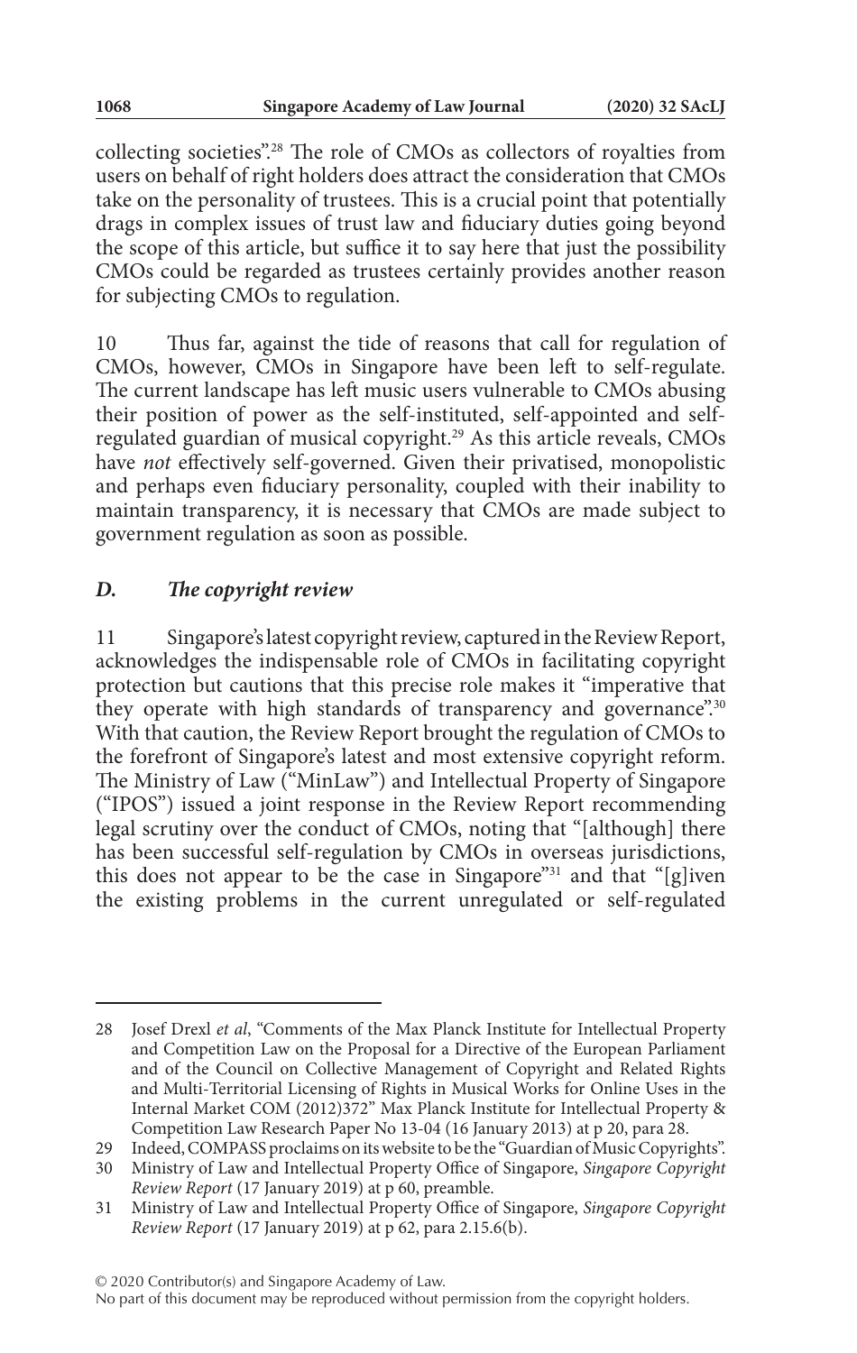collecting societies".[28] The role of CMOs as collectors of royalties from users on behalf of right holders does attract the consideration that CMOs take on the personality of trustees. This is a crucial point that potentially drags in complex issues of trust law and fiduciary duties going beyond the scope of this article, but suffice it to say here that just the possibility CMOs could be regarded as trustees certainly provides another reason for subjecting CMOs to regulation.

10 Thus far, against the tide of reasons that call for regulation of CMOs, however, CMOs in Singapore have been left to self-regulate. The current landscape has left music users vulnerable to CMOs abusing their position of power as the self-instituted, self-appointed and self-regulated guardian of musical copyright.[29] As this article reveals, CMOs have *not* effectively self-governed. Given their privatised, monopolistic and perhaps even fiduciary personality, coupled with their inability to maintain transparency, it is necessary that CMOs are made subject to government regulation as soon as possible.

### *D. The copyright review*

11 Singapore's latest copyright review, captured in the Review Report, acknowledges the indispensable role of CMOs in facilitating copyright protection but cautions that this precise role makes it "imperative that they operate with high standards of transparency and governance".[30] With that caution, the Review Report brought the regulation of CMOs to the forefront of Singapore's latest and most extensive copyright reform. The Ministry of Law ("MinLaw") and Intellectual Property of Singapore ("IPOS") issued a joint response in the Review Report recommending legal scrutiny over the conduct of CMOs, noting that "[although] there has been successful self-regulation by CMOs in overseas jurisdictions, this does not appear to be the case in Singapore"[31] and that "[g]iven the existing problems in the current unregulated or self-regulated

---

28 Josef Drexl *et al*, "Comments of the Max Planck Institute for Intellectual Property and Competition Law on the Proposal for a Directive of the European Parliament and of the Council on Collective Management of Copyright and Related Rights and Multi-Territorial Licensing of Rights in Musical Works for Online Uses in the Internal Market COM (2012)372" Max Planck Institute for Intellectual Property & Competition Law Research Paper No 13-04 (16 January 2013) at p 20, para 28.

29 Indeed, COMPASS proclaims on its website to be the "Guardian of Music Copyrights".

30 Ministry of Law and Intellectual Property Office of Singapore, *Singapore Copyright Review Report* (17 January 2019) at p 60, preamble.

31 Ministry of Law and Intellectual Property Office of Singapore, *Singapore Copyright Review Report* (17 January 2019) at p 62, para 2.15.6(b).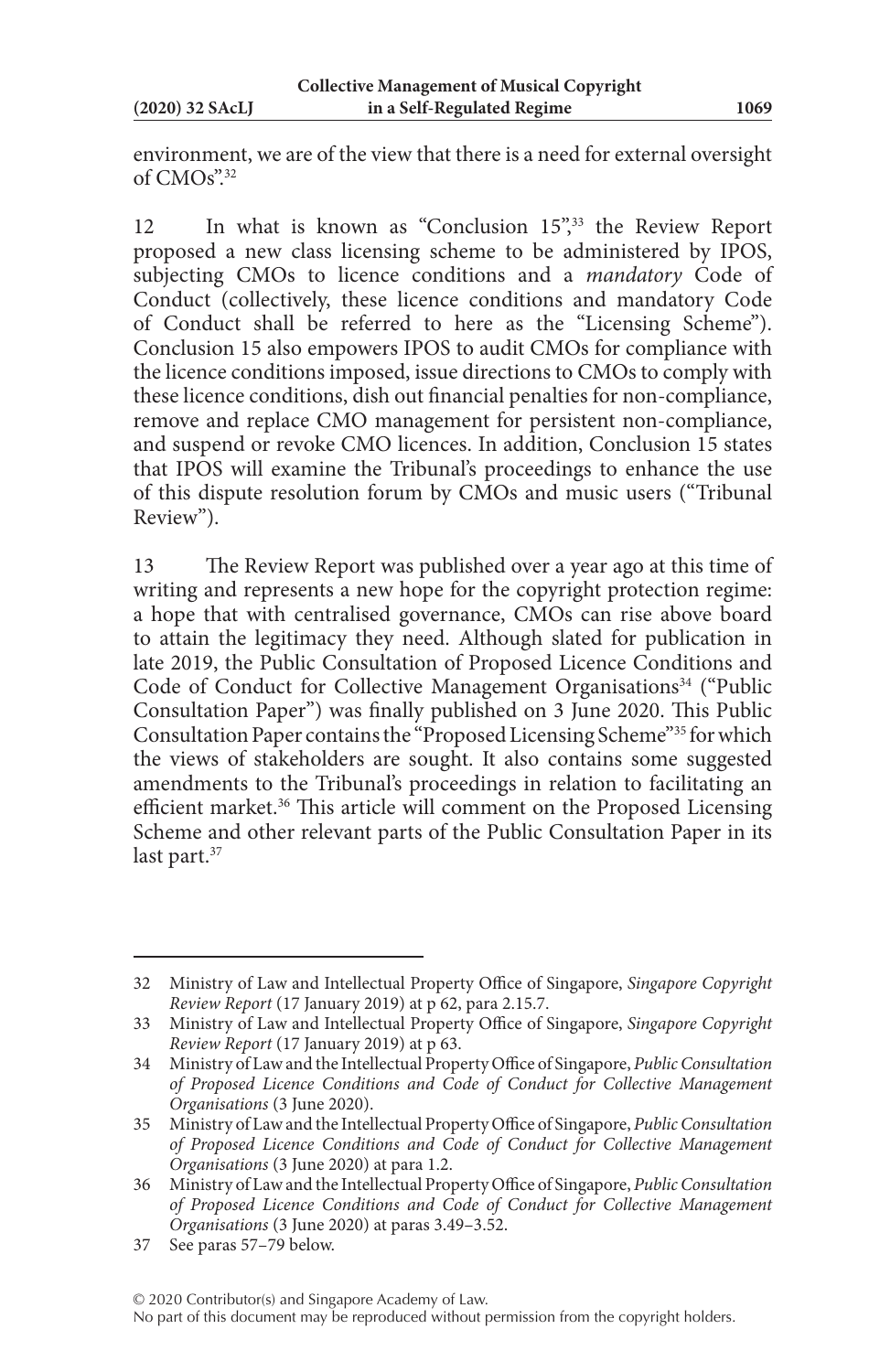environment, we are of the view that there is a need for external oversight of CMOs".[32]

12 In what is known as "Conclusion 15",[33] the Review Report proposed a new class licensing scheme to be administered by IPOS, subjecting CMOs to licence conditions and a *mandatory* Code of Conduct (collectively, these licence conditions and mandatory Code of Conduct shall be referred to here as the "Licensing Scheme"). Conclusion 15 also empowers IPOS to audit CMOs for compliance with the licence conditions imposed, issue directions to CMOs to comply with these licence conditions, dish out financial penalties for non-compliance, remove and replace CMO management for persistent non-compliance, and suspend or revoke CMO licences. In addition, Conclusion 15 states that IPOS will examine the Tribunal's proceedings to enhance the use of this dispute resolution forum by CMOs and music users ("Tribunal Review").

13 The Review Report was published over a year ago at this time of writing and represents a new hope for the copyright protection regime: a hope that with centralised governance, CMOs can rise above board to attain the legitimacy they need. Although slated for publication in late 2019, the Public Consultation of Proposed Licence Conditions and Code of Conduct for Collective Management Organisations[34] ("Public Consultation Paper") was finally published on 3 June 2020. This Public Consultation Paper contains the "Proposed Licensing Scheme"[35] for which the views of stakeholders are sought. It also contains some suggested amendments to the Tribunal's proceedings in relation to facilitating an efficient market.[36] This article will comment on the Proposed Licensing Scheme and other relevant parts of the Public Consultation Paper in its last part.[37]

---

32 Ministry of Law and Intellectual Property Office of Singapore, *Singapore Copyright Review Report* (17 January 2019) at p 62, para 2.15.7.

33 Ministry of Law and Intellectual Property Office of Singapore, *Singapore Copyright Review Report* (17 January 2019) at p 63.

34 Ministry of Law and the Intellectual Property Office of Singapore, *Public Consultation of Proposed Licence Conditions and Code of Conduct for Collective Management Organisations* (3 June 2020).

35 Ministry of Law and the Intellectual Property Office of Singapore, *Public Consultation of Proposed Licence Conditions and Code of Conduct for Collective Management Organisations* (3 June 2020) at para 1.2.

36 Ministry of Law and the Intellectual Property Office of Singapore, *Public Consultation of Proposed Licence Conditions and Code of Conduct for Collective Management Organisations* (3 June 2020) at paras 3.49–3.52.

37 See paras 57–79 below.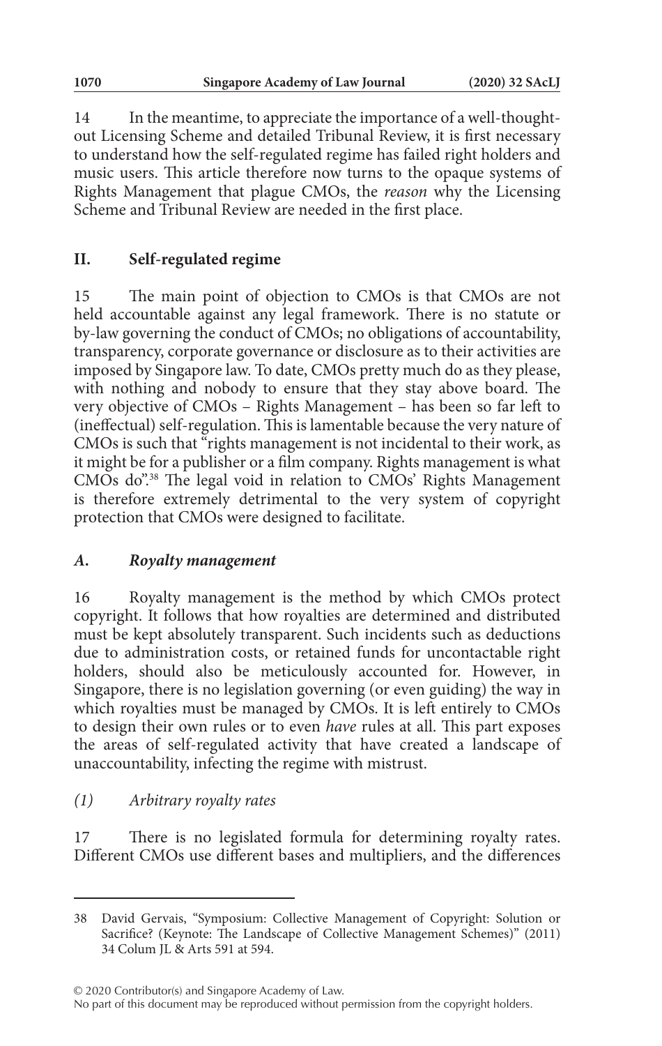14 In the meantime, to appreciate the importance of a well-thought-out Licensing Scheme and detailed Tribunal Review, it is first necessary to understand how the self-regulated regime has failed right holders and music users. This article therefore now turns to the opaque systems of Rights Management that plague CMOs, the *reason* why the Licensing Scheme and Tribunal Review are needed in the first place.

## II. Self-regulated regime

15 The main point of objection to CMOs is that CMOs are not held accountable against any legal framework. There is no statute or by-law governing the conduct of CMOs; no obligations of accountability, transparency, corporate governance or disclosure as to their activities are imposed by Singapore law. To date, CMOs pretty much do as they please, with nothing and nobody to ensure that they stay above board. The very objective of CMOs – Rights Management – has been so far left to (ineffectual) self-regulation. This is lamentable because the very nature of CMOs is such that "rights management is not incidental to their work, as it might be for a publisher or a film company. Rights management is what CMOs do".[38] The legal void in relation to CMOs' Rights Management is therefore extremely detrimental to the very system of copyright protection that CMOs were designed to facilitate.

### *A. Royalty management*

16 Royalty management is the method by which CMOs protect copyright. It follows that how royalties are determined and distributed must be kept absolutely transparent. Such incidents such as deductions due to administration costs, or retained funds for uncontactable right holders, should also be meticulously accounted for. However, in Singapore, there is no legislation governing (or even guiding) the way in which royalties must be managed by CMOs. It is left entirely to CMOs to design their own rules or to even *have* rules at all. This part exposes the areas of self-regulated activity that have created a landscape of unaccountability, infecting the regime with mistrust.

#### *(1) Arbitrary royalty rates*

17 There is no legislated formula for determining royalty rates. Different CMOs use different bases and multipliers, and the differences

---

38 David Gervais, "Symposium: Collective Management of Copyright: Solution or Sacrifice? (Keynote: The Landscape of Collective Management Schemes)" (2011) 34 Colum JL & Arts 591 at 594.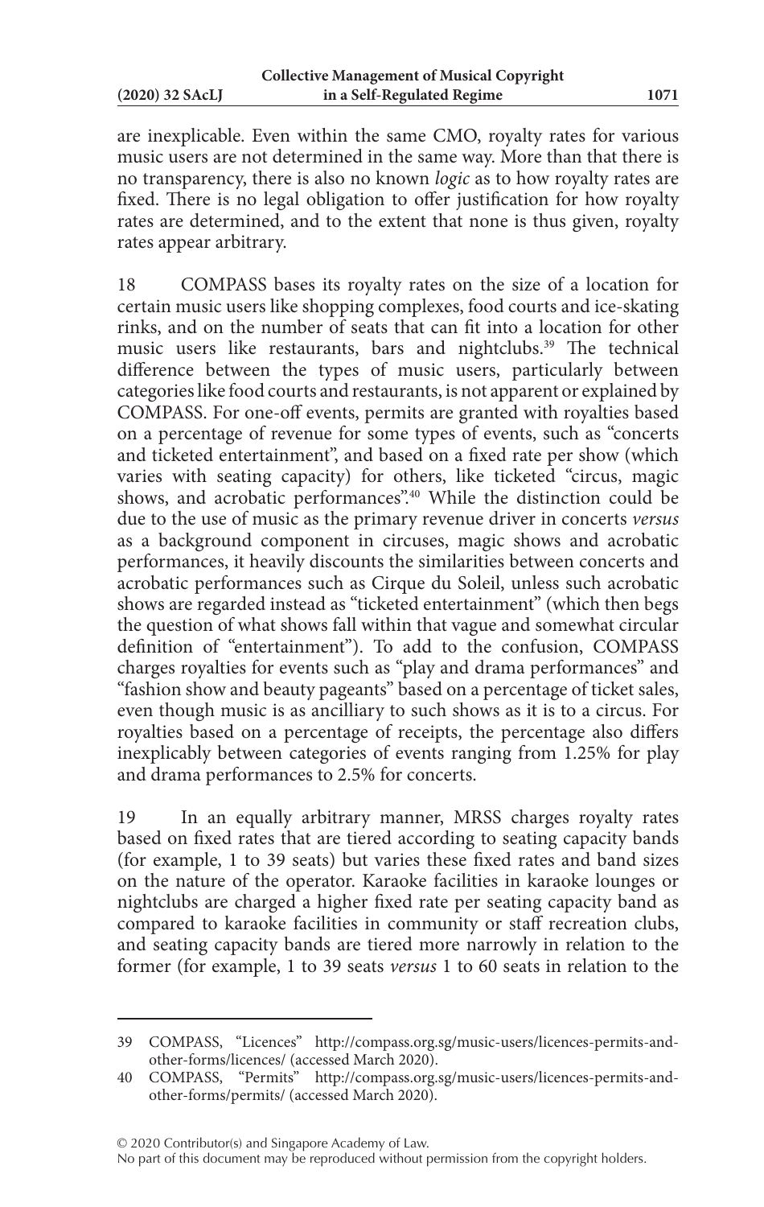are inexplicable. Even within the same CMO, royalty rates for various music users are not determined in the same way. More than that there is no transparency, there is also no known *logic* as to how royalty rates are fixed. There is no legal obligation to offer justification for how royalty rates are determined, and to the extent that none is thus given, royalty rates appear arbitrary.

18 COMPASS bases its royalty rates on the size of a location for certain music users like shopping complexes, food courts and ice-skating rinks, and on the number of seats that can fit into a location for other music users like restaurants, bars and nightclubs.[39] The technical difference between the types of music users, particularly between categories like food courts and restaurants, is not apparent or explained by COMPASS. For one-off events, permits are granted with royalties based on a percentage of revenue for some types of events, such as "concerts and ticketed entertainment", and based on a fixed rate per show (which varies with seating capacity) for others, like ticketed "circus, magic shows, and acrobatic performances".[40] While the distinction could be due to the use of music as the primary revenue driver in concerts *versus* as a background component in circuses, magic shows and acrobatic performances, it heavily discounts the similarities between concerts and acrobatic performances such as Cirque du Soleil, unless such acrobatic shows are regarded instead as "ticketed entertainment" (which then begs the question of what shows fall within that vague and somewhat circular definition of "entertainment"). To add to the confusion, COMPASS charges royalties for events such as "play and drama performances" and "fashion show and beauty pageants" based on a percentage of ticket sales, even though music is as ancilliary to such shows as it is to a circus. For royalties based on a percentage of receipts, the percentage also differs inexplicably between categories of events ranging from 1.25% for play and drama performances to 2.5% for concerts.

19 In an equally arbitrary manner, MRSS charges royalty rates based on fixed rates that are tiered according to seating capacity bands (for example, 1 to 39 seats) but varies these fixed rates and band sizes on the nature of the operator. Karaoke facilities in karaoke lounges or nightclubs are charged a higher fixed rate per seating capacity band as compared to karaoke facilities in community or staff recreation clubs, and seating capacity bands are tiered more narrowly in relation to the former (for example, 1 to 39 seats *versus* 1 to 60 seats in relation to the

---

39 COMPASS, "Licences" http://compass.org.sg/music-users/licences-permits-and-other-forms/licences/ (accessed March 2020).

40 COMPASS, "Permits" http://compass.org.sg/music-users/licences-permits-and-other-forms/permits/ (accessed March 2020).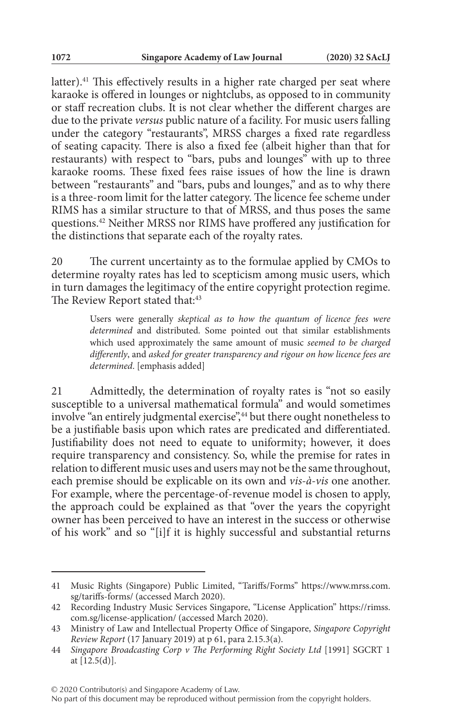latter).[41] This effectively results in a higher rate charged per seat where karaoke is offered in lounges or nightclubs, as opposed to in community or staff recreation clubs. It is not clear whether the different charges are due to the private *versus* public nature of a facility. For music users falling under the category "restaurants", MRSS charges a fixed rate regardless of seating capacity. There is also a fixed fee (albeit higher than that for restaurants) with respect to "bars, pubs and lounges" with up to three karaoke rooms. These fixed fees raise issues of how the line is drawn between "restaurants" and "bars, pubs and lounges," and as to why there is a three-room limit for the latter category. The licence fee scheme under RIMS has a similar structure to that of MRSS, and thus poses the same questions.[42] Neither MRSS nor RIMS have proffered any justification for the distinctions that separate each of the royalty rates.

20 The current uncertainty as to the formulae applied by CMOs to determine royalty rates has led to scepticism among music users, which in turn damages the legitimacy of the entire copyright protection regime. The Review Report stated that:[43]

> Users were generally *skeptical as to how the quantum of licence fees were determined* and distributed. Some pointed out that similar establishments which used approximately the same amount of music *seemed to be charged differently*, and *asked for greater transparency and rigour on how licence fees are determined*. [emphasis added]

21 Admittedly, the determination of royalty rates is "not so easily susceptible to a universal mathematical formula" and would sometimes involve "an entirely judgmental exercise",[44] but there ought nonetheless to be a justifiable basis upon which rates are predicated and differentiated. Justifiability does not need to equate to uniformity; however, it does require transparency and consistency. So, while the premise for rates in relation to different music uses and users may not be the same throughout, each premise should be explicable on its own and *vis-à-vis* one another. For example, where the percentage-of-revenue model is chosen to apply, the approach could be explained as that "over the years the copyright owner has been perceived to have an interest in the success or otherwise of his work" and so "[i]f it is highly successful and substantial returns

---

41 Music Rights (Singapore) Public Limited, "Tariffs/Forms" https://www.mrss.com.sg/tariffs-forms/ (accessed March 2020).

42 Recording Industry Music Services Singapore, "License Application" https://rimss.com.sg/license-application/ (accessed March 2020).

43 Ministry of Law and Intellectual Property Office of Singapore, *Singapore Copyright Review Report* (17 January 2019) at p 61, para 2.15.3(a).

44 *Singapore Broadcasting Corp v The Performing Right Society Ltd* [1991] SGCRT 1 at [12.5(d)].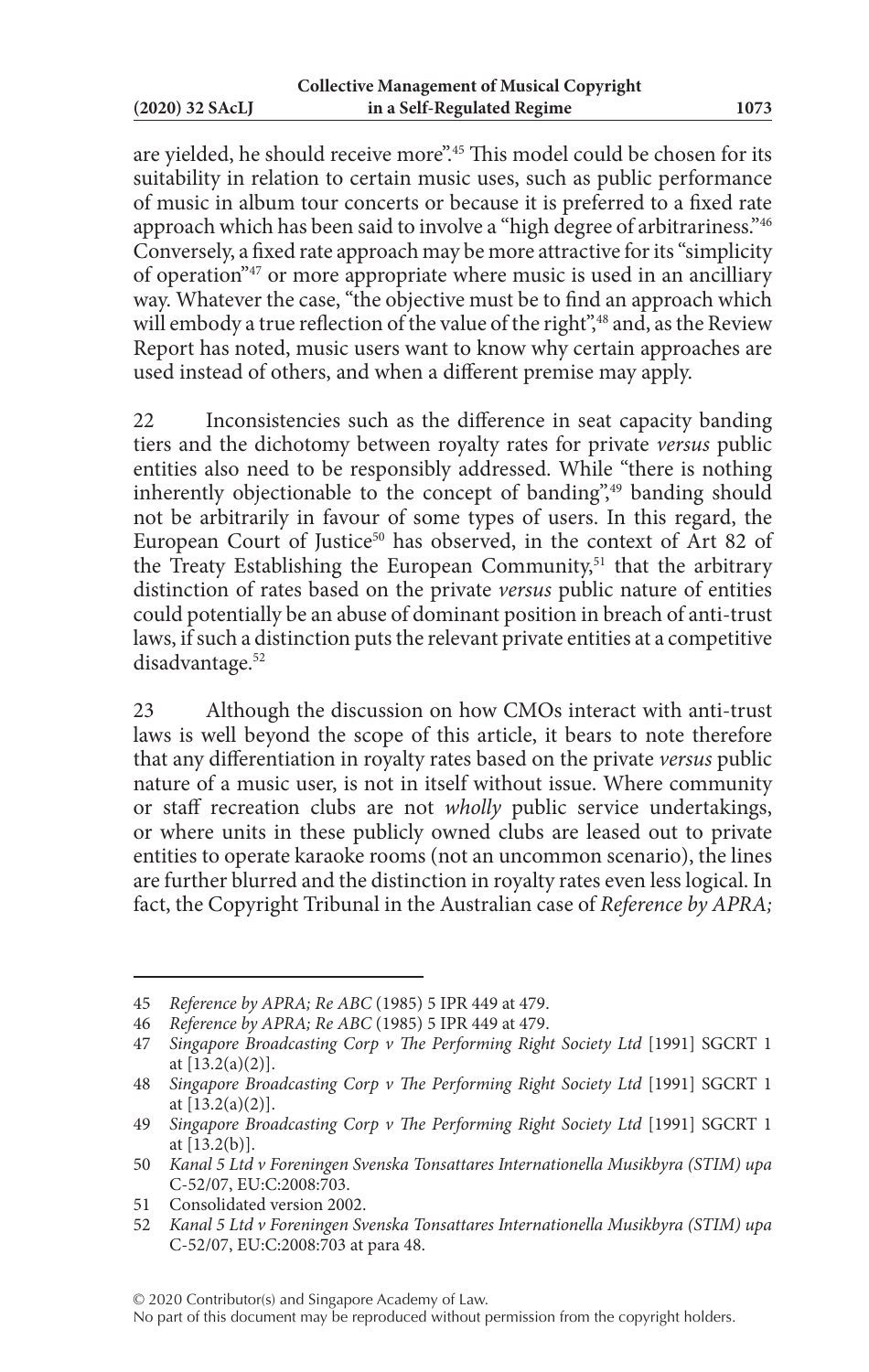are yielded, he should receive more".[45] This model could be chosen for its suitability in relation to certain music uses, such as public performance of music in album tour concerts or because it is preferred to a fixed rate approach which has been said to involve a "high degree of arbitrariness."[46] Conversely, a fixed rate approach may be more attractive for its "simplicity of operation"[47] or more appropriate where music is used in an ancilliary way. Whatever the case, "the objective must be to find an approach which will embody a true reflection of the value of the right",[48] and, as the Review Report has noted, music users want to know why certain approaches are used instead of others, and when a different premise may apply.

22 Inconsistencies such as the difference in seat capacity banding tiers and the dichotomy between royalty rates for private *versus* public entities also need to be responsibly addressed. While "there is nothing inherently objectionable to the concept of banding",[49] banding should not be arbitrarily in favour of some types of users. In this regard, the European Court of Justice[50] has observed, in the context of Art 82 of the Treaty Establishing the European Community,[51] that the arbitrary distinction of rates based on the private *versus* public nature of entities could potentially be an abuse of dominant position in breach of anti-trust laws, if such a distinction puts the relevant private entities at a competitive disadvantage.[52]

23 Although the discussion on how CMOs interact with anti-trust laws is well beyond the scope of this article, it bears to note therefore that any differentiation in royalty rates based on the private *versus* public nature of a music user, is not in itself without issue. Where community or staff recreation clubs are not *wholly* public service undertakings, or where units in these publicly owned clubs are leased out to private entities to operate karaoke rooms (not an uncommon scenario), the lines are further blurred and the distinction in royalty rates even less logical. In fact, the Copyright Tribunal in the Australian case of *Reference by APRA;*

---

45 *Reference by APRA; Re ABC* (1985) 5 IPR 449 at 479.

46 *Reference by APRA; Re ABC* (1985) 5 IPR 449 at 479.

47 *Singapore Broadcasting Corp v The Performing Right Society Ltd* [1991] SGCRT 1 at [13.2(a)(2)].

48 *Singapore Broadcasting Corp v The Performing Right Society Ltd* [1991] SGCRT 1 at [13.2(a)(2)].

49 *Singapore Broadcasting Corp v The Performing Right Society Ltd* [1991] SGCRT 1 at [13.2(b)].

50 *Kanal 5 Ltd v Foreningen Svenska Tonsattares Internationella Musikbyra (STIM) upa* C-52/07, EU:C:2008:703.

51 Consolidated version 2002.

52 *Kanal 5 Ltd v Foreningen Svenska Tonsattares Internationella Musikbyra (STIM) upa* C-52/07, EU:C:2008:703 at para 48.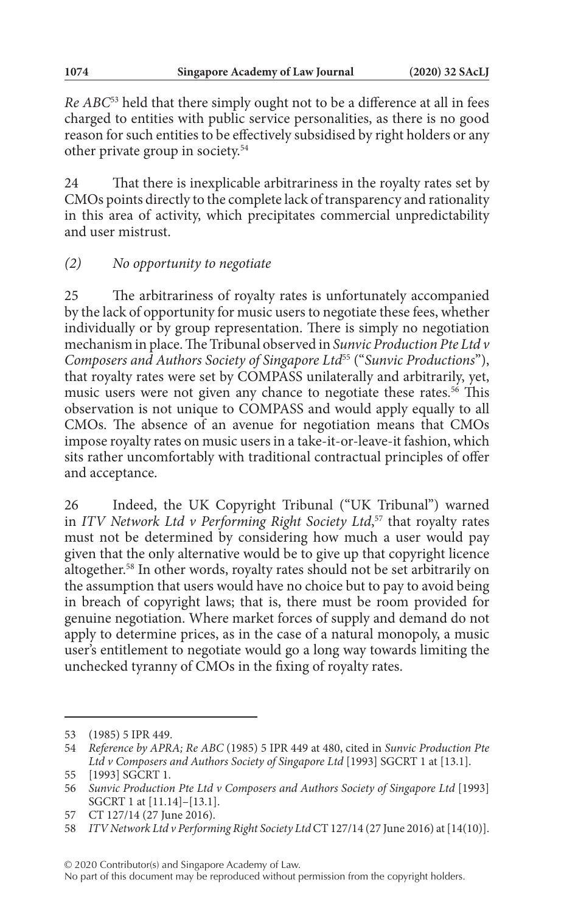*Re ABC*[53] held that there simply ought not to be a difference at all in fees charged to entities with public service personalities, as there is no good reason for such entities to be effectively subsidised by right holders or any other private group in society.[54]

24 That there is inexplicable arbitrariness in the royalty rates set by CMOs points directly to the complete lack of transparency and rationality in this area of activity, which precipitates commercial unpredictability and user mistrust.

### *(2) No opportunity to negotiate*

25 The arbitrariness of royalty rates is unfortunately accompanied by the lack of opportunity for music users to negotiate these fees, whether individually or by group representation. There is simply no negotiation mechanism in place. The Tribunal observed in *Sunvic Production Pte Ltd v Composers and Authors Society of Singapore Ltd*[55] ("*Sunvic Productions*"), that royalty rates were set by COMPASS unilaterally and arbitrarily, yet, music users were not given any chance to negotiate these rates.[56] This observation is not unique to COMPASS and would apply equally to all CMOs. The absence of an avenue for negotiation means that CMOs impose royalty rates on music users in a take-it-or-leave-it fashion, which sits rather uncomfortably with traditional contractual principles of offer and acceptance.

26 Indeed, the UK Copyright Tribunal ("UK Tribunal") warned in *ITV Network Ltd v Performing Right Society Ltd*,[57] that royalty rates must not be determined by considering how much a user would pay given that the only alternative would be to give up that copyright licence altogether.[58] In other words, royalty rates should not be set arbitrarily on the assumption that users would have no choice but to pay to avoid being in breach of copyright laws; that is, there must be room provided for genuine negotiation. Where market forces of supply and demand do not apply to determine prices, as in the case of a natural monopoly, a music user's entitlement to negotiate would go a long way towards limiting the unchecked tyranny of CMOs in the fixing of royalty rates.

---

53 (1985) 5 IPR 449.

54 *Reference by APRA; Re ABC* (1985) 5 IPR 449 at 480, cited in *Sunvic Production Pte Ltd v Composers and Authors Society of Singapore Ltd* [1993] SGCRT 1 at [13.1].

55 [1993] SGCRT 1.

56 *Sunvic Production Pte Ltd v Composers and Authors Society of Singapore Ltd* [1993] SGCRT 1 at [11.14]–[13.1].

57 CT 127/14 (27 June 2016).

58 *ITV Network Ltd v Performing Right Society Ltd* CT 127/14 (27 June 2016) at [14(10)].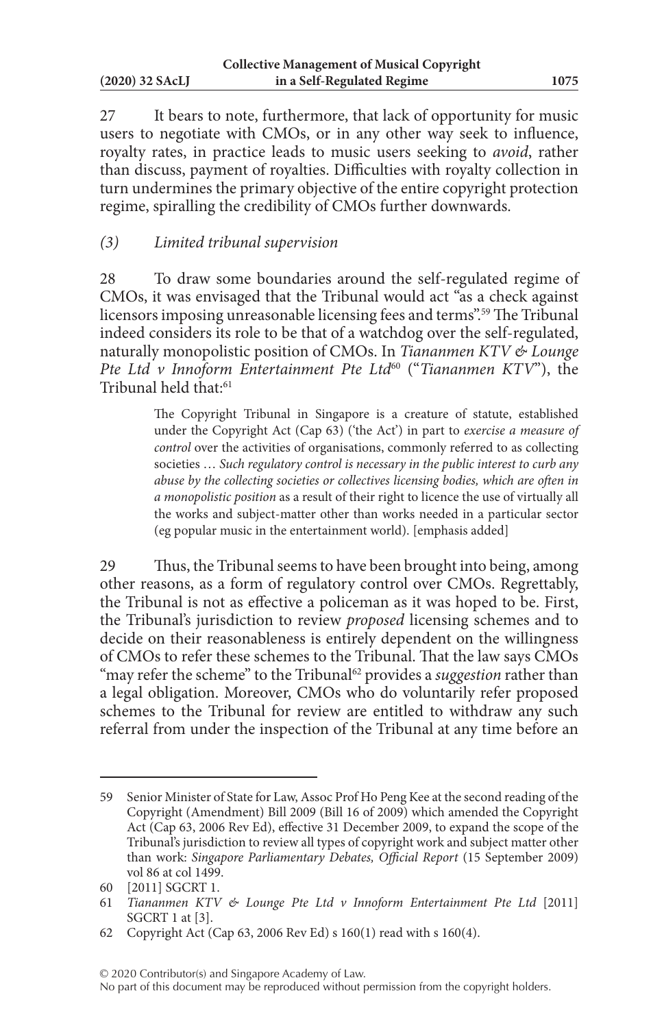27 It bears to note, furthermore, that lack of opportunity for music users to negotiate with CMOs, or in any other way seek to influence, royalty rates, in practice leads to music users seeking to *avoid*, rather than discuss, payment of royalties. Difficulties with royalty collection in turn undermines the primary objective of the entire copyright protection regime, spiralling the credibility of CMOs further downwards.

### *(3) Limited tribunal supervision*

28 To draw some boundaries around the self-regulated regime of CMOs, it was envisaged that the Tribunal would act "as a check against licensors imposing unreasonable licensing fees and terms".[59] The Tribunal indeed considers its role to be that of a watchdog over the self-regulated, naturally monopolistic position of CMOs. In *Tiananmen KTV & Lounge Pte Ltd v Innoform Entertainment Pte Ltd*[60] ("*Tiananmen KTV*"), the Tribunal held that:[61]

> The Copyright Tribunal in Singapore is a creature of statute, established under the Copyright Act (Cap 63) ('the Act') in part to *exercise a measure of control* over the activities of organisations, commonly referred to as collecting societies … *Such regulatory control is necessary in the public interest to curb any abuse by the collecting societies or collectives licensing bodies, which are often in a monopolistic position* as a result of their right to licence the use of virtually all the works and subject-matter other than works needed in a particular sector (eg popular music in the entertainment world). [emphasis added]

29 Thus, the Tribunal seems to have been brought into being, among other reasons, as a form of regulatory control over CMOs. Regrettably, the Tribunal is not as effective a policeman as it was hoped to be. First, the Tribunal's jurisdiction to review *proposed* licensing schemes and to decide on their reasonableness is entirely dependent on the willingness of CMOs to refer these schemes to the Tribunal. That the law says CMOs "may refer the scheme" to the Tribunal[62] provides a *suggestion* rather than a legal obligation. Moreover, CMOs who do voluntarily refer proposed schemes to the Tribunal for review are entitled to withdraw any such referral from under the inspection of the Tribunal at any time before an

---

59 Senior Minister of State for Law, Assoc Prof Ho Peng Kee at the second reading of the Copyright (Amendment) Bill 2009 (Bill 16 of 2009) which amended the Copyright Act (Cap 63, 2006 Rev Ed), effective 31 December 2009, to expand the scope of the Tribunal's jurisdiction to review all types of copyright work and subject matter other than work: *Singapore Parliamentary Debates, Official Report* (15 September 2009) vol 86 at col 1499.

60 [2011] SGCRT 1.

61 *Tiananmen KTV & Lounge Pte Ltd v Innoform Entertainment Pte Ltd* [2011] SGCRT 1 at [3].

62 Copyright Act (Cap 63, 2006 Rev Ed) s 160(1) read with s 160(4).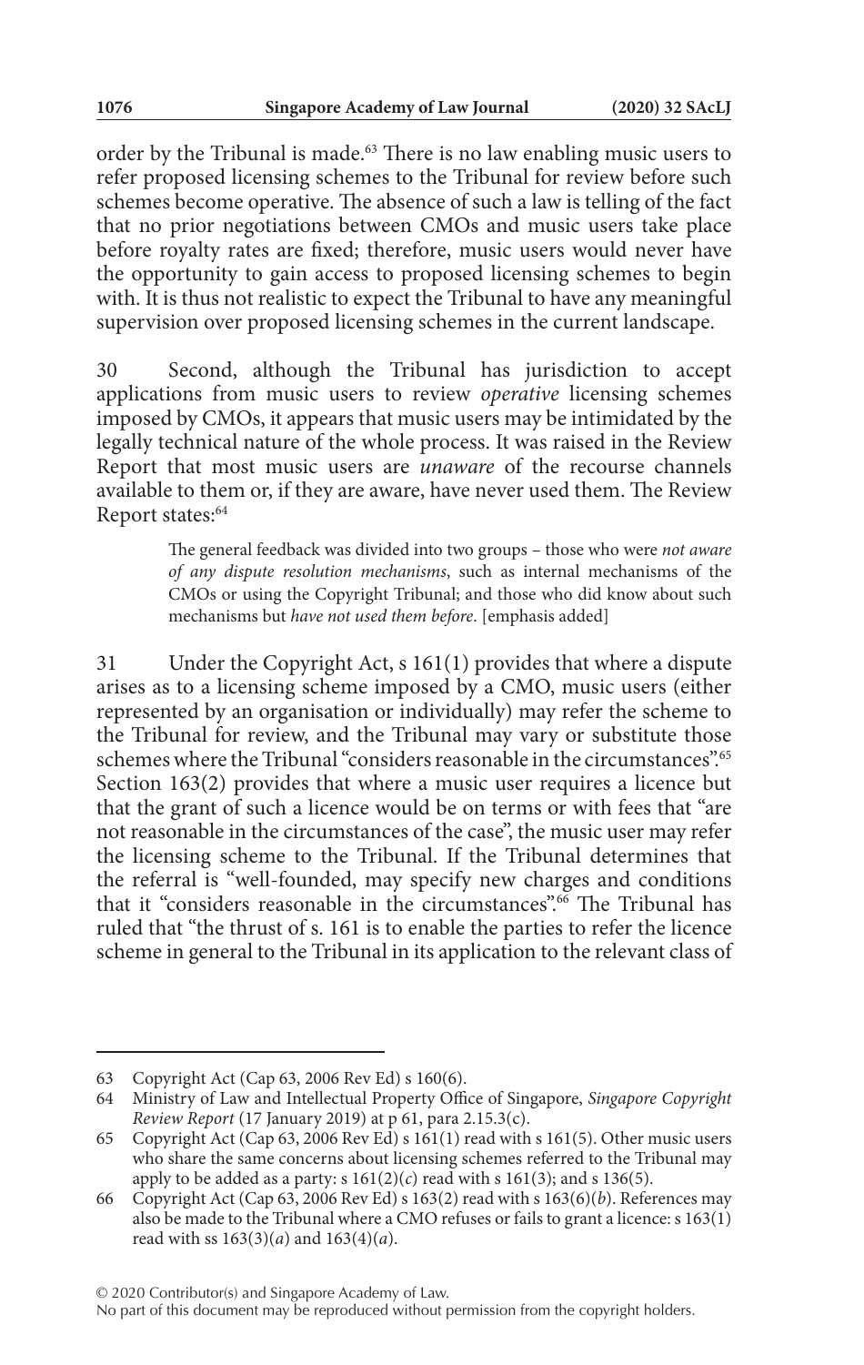order by the Tribunal is made.[63] There is no law enabling music users to refer proposed licensing schemes to the Tribunal for review before such schemes become operative. The absence of such a law is telling of the fact that no prior negotiations between CMOs and music users take place before royalty rates are fixed; therefore, music users would never have the opportunity to gain access to proposed licensing schemes to begin with. It is thus not realistic to expect the Tribunal to have any meaningful supervision over proposed licensing schemes in the current landscape.

30 Second, although the Tribunal has jurisdiction to accept applications from music users to review *operative* licensing schemes imposed by CMOs, it appears that music users may be intimidated by the legally technical nature of the whole process. It was raised in the Review Report that most music users are *unaware* of the recourse channels available to them or, if they are aware, have never used them. The Review Report states:[64]

> The general feedback was divided into two groups – those who were *not aware of any dispute resolution mechanisms*, such as internal mechanisms of the CMOs or using the Copyright Tribunal; and those who did know about such mechanisms but *have not used them before*. [emphasis added]

31 Under the Copyright Act, s 161(1) provides that where a dispute arises as to a licensing scheme imposed by a CMO, music users (either represented by an organisation or individually) may refer the scheme to the Tribunal for review, and the Tribunal may vary or substitute those schemes where the Tribunal "considers reasonable in the circumstances".[65] Section 163(2) provides that where a music user requires a licence but that the grant of such a licence would be on terms or with fees that "are not reasonable in the circumstances of the case", the music user may refer the licensing scheme to the Tribunal. If the Tribunal determines that the referral is "well-founded, may specify new charges and conditions that it "considers reasonable in the circumstances".[66] The Tribunal has ruled that "the thrust of s. 161 is to enable the parties to refer the licence scheme in general to the Tribunal in its application to the relevant class of

---

63 Copyright Act (Cap 63, 2006 Rev Ed) s 160(6).

64 Ministry of Law and Intellectual Property Office of Singapore, *Singapore Copyright Review Report* (17 January 2019) at p 61, para 2.15.3(c).

65 Copyright Act (Cap 63, 2006 Rev Ed) s 161(1) read with s 161(5). Other music users who share the same concerns about licensing schemes referred to the Tribunal may apply to be added as a party: s 161(2)(*c*) read with s 161(3); and s 136(5).

66 Copyright Act (Cap 63, 2006 Rev Ed) s 163(2) read with s 163(6)(*b*). References may also be made to the Tribunal where a CMO refuses or fails to grant a licence: s 163(1) read with ss 163(3)(*a*) and 163(4)(*a*).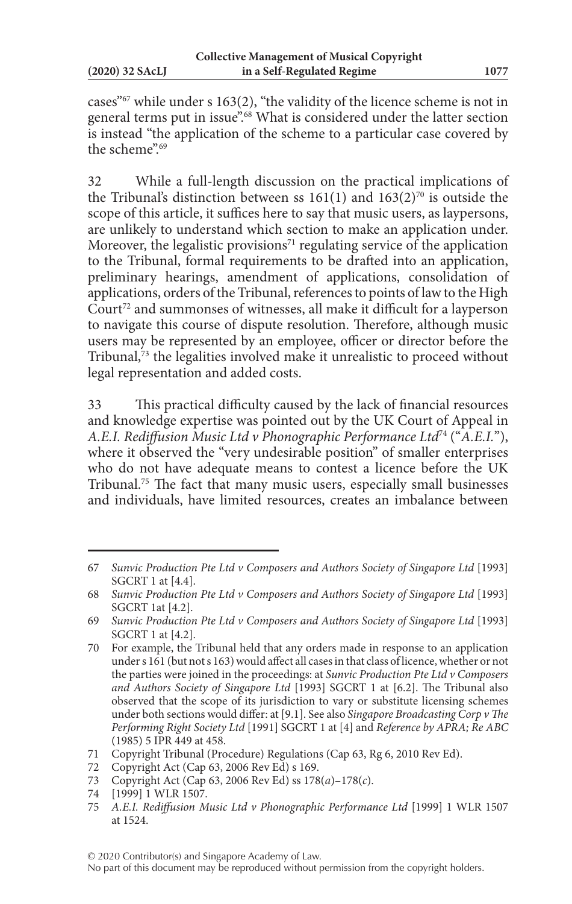cases"[67] while under s 163(2), "the validity of the licence scheme is not in general terms put in issue".[68] What is considered under the latter section is instead "the application of the scheme to a particular case covered by the scheme".[69]

32 While a full-length discussion on the practical implications of the Tribunal's distinction between ss 161(1) and 163(2)[70] is outside the scope of this article, it suffices here to say that music users, as laypersons, are unlikely to understand which section to make an application under. Moreover, the legalistic provisions[71] regulating service of the application to the Tribunal, formal requirements to be drafted into an application, preliminary hearings, amendment of applications, consolidation of applications, orders of the Tribunal, references to points of law to the High Court[72] and summonses of witnesses, all make it difficult for a layperson to navigate this course of dispute resolution. Therefore, although music users may be represented by an employee, officer or director before the Tribunal,[73] the legalities involved make it unrealistic to proceed without legal representation and added costs.

33 This practical difficulty caused by the lack of financial resources and knowledge expertise was pointed out by the UK Court of Appeal in *A.E.I. Rediffusion Music Ltd v Phonographic Performance Ltd*[74] ("*A.E.I.*"), where it observed the "very undesirable position" of smaller enterprises who do not have adequate means to contest a licence before the UK Tribunal.[75] The fact that many music users, especially small businesses and individuals, have limited resources, creates an imbalance between

---

67 *Sunvic Production Pte Ltd v Composers and Authors Society of Singapore Ltd* [1993] SGCRT 1 at [4.4].

68 *Sunvic Production Pte Ltd v Composers and Authors Society of Singapore Ltd* [1993] SGCRT 1at [4.2].

69 *Sunvic Production Pte Ltd v Composers and Authors Society of Singapore Ltd* [1993] SGCRT 1 at [4.2].

70 For example, the Tribunal held that any orders made in response to an application under s 161 (but not s 163) would affect all cases in that class of licence, whether or not the parties were joined in the proceedings: at *Sunvic Production Pte Ltd v Composers and Authors Society of Singapore Ltd* [1993] SGCRT 1 at [6.2]. The Tribunal also observed that the scope of its jurisdiction to vary or substitute licensing schemes under both sections would differ: at [9.1]. See also *Singapore Broadcasting Corp v The Performing Right Society Ltd* [1991] SGCRT 1 at [4] and *Reference by APRA; Re ABC* (1985) 5 IPR 449 at 458.

71 Copyright Tribunal (Procedure) Regulations (Cap 63, Rg 6, 2010 Rev Ed).

72 Copyright Act (Cap 63, 2006 Rev Ed) s 169.

73 Copyright Act (Cap 63, 2006 Rev Ed) ss 178(*a*)–178(*c*).

74 [1999] 1 WLR 1507.

75 *A.E.I. Rediffusion Music Ltd v Phonographic Performance Ltd* [1999] 1 WLR 1507 at 1524.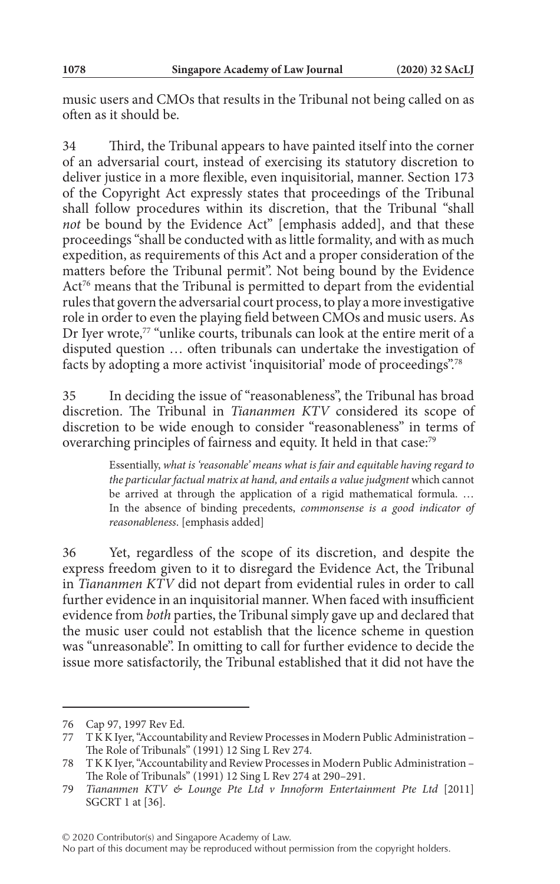music users and CMOs that results in the Tribunal not being called on as often as it should be.

34 Third, the Tribunal appears to have painted itself into the corner of an adversarial court, instead of exercising its statutory discretion to deliver justice in a more flexible, even inquisitorial, manner. Section 173 of the Copyright Act expressly states that proceedings of the Tribunal shall follow procedures within its discretion, that the Tribunal "shall *not* be bound by the Evidence Act" [emphasis added], and that these proceedings "shall be conducted with as little formality, and with as much expedition, as requirements of this Act and a proper consideration of the matters before the Tribunal permit". Not being bound by the Evidence Act[76] means that the Tribunal is permitted to depart from the evidential rules that govern the adversarial court process, to play a more investigative role in order to even the playing field between CMOs and music users. As Dr Iyer wrote,[77] "unlike courts, tribunals can look at the entire merit of a disputed question … often tribunals can undertake the investigation of facts by adopting a more activist 'inquisitorial' mode of proceedings".[78]

35 In deciding the issue of "reasonableness", the Tribunal has broad discretion. The Tribunal in *Tiananmen KTV* considered its scope of discretion to be wide enough to consider "reasonableness" in terms of overarching principles of fairness and equity. It held in that case:[79]

> Essentially, *what is 'reasonable' means what is fair and equitable having regard to the particular factual matrix at hand, and entails a value judgment* which cannot be arrived at through the application of a rigid mathematical formula. … In the absence of binding precedents, *commonsense is a good indicator of reasonableness*. [emphasis added]

36 Yet, regardless of the scope of its discretion, and despite the express freedom given to it to disregard the Evidence Act, the Tribunal in *Tiananmen KTV* did not depart from evidential rules in order to call further evidence in an inquisitorial manner. When faced with insufficient evidence from *both* parties, the Tribunal simply gave up and declared that the music user could not establish that the licence scheme in question was "unreasonable". In omitting to call for further evidence to decide the issue more satisfactorily, the Tribunal established that it did not have the

---

76 Cap 97, 1997 Rev Ed.

77 T K K Iyer, "Accountability and Review Processes in Modern Public Administration – The Role of Tribunals" (1991) 12 Sing L Rev 274.

78 T K K Iyer, "Accountability and Review Processes in Modern Public Administration – The Role of Tribunals" (1991) 12 Sing L Rev 274 at 290–291.

79 *Tiananmen KTV & Lounge Pte Ltd v Innoform Entertainment Pte Ltd* [2011] SGCRT 1 at [36].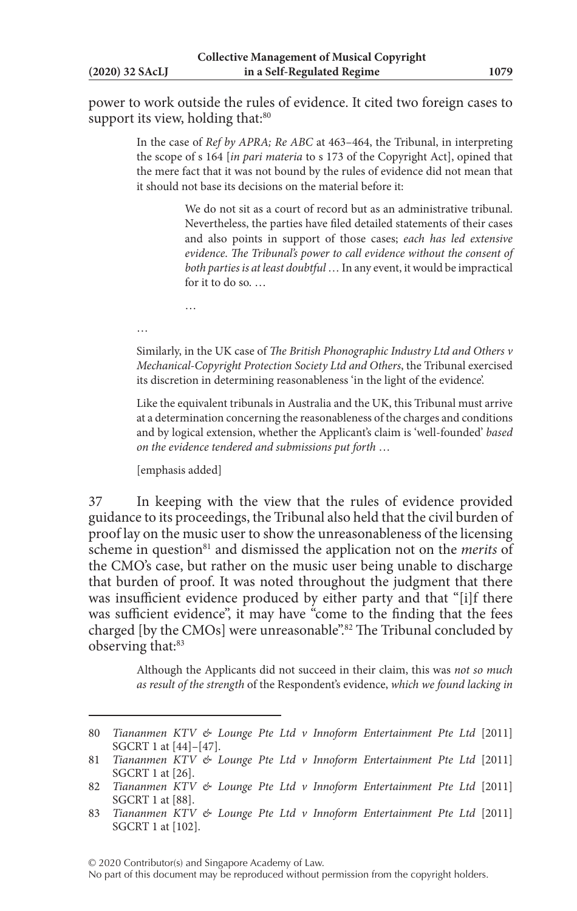power to work outside the rules of evidence. It cited two foreign cases to support its view, holding that:[80]

> In the case of *Ref by APRA; Re ABC* at 463–464, the Tribunal, in interpreting the scope of s 164 [*in pari materia* to s 173 of the Copyright Act], opined that the mere fact that it was not bound by the rules of evidence did not mean that it should not base its decisions on the material before it:
>
> > We do not sit as a court of record but as an administrative tribunal. Nevertheless, the parties have filed detailed statements of their cases and also points in support of those cases; *each has led extensive evidence. The Tribunal's power to call evidence without the consent of both parties is at least doubtful* … In any event, it would be impractical for it to do so. …
> >
> > …
>
> …
>
> Similarly, in the UK case of *The British Phonographic Industry Ltd and Others v Mechanical-Copyright Protection Society Ltd and Others*, the Tribunal exercised its discretion in determining reasonableness 'in the light of the evidence'.
>
> Like the equivalent tribunals in Australia and the UK, this Tribunal must arrive at a determination concerning the reasonableness of the charges and conditions and by logical extension, whether the Applicant's claim is 'well-founded' *based on the evidence tendered and submissions put forth* …
>
> [emphasis added]

37 In keeping with the view that the rules of evidence provided guidance to its proceedings, the Tribunal also held that the civil burden of proof lay on the music user to show the unreasonableness of the licensing scheme in question[81] and dismissed the application not on the *merits* of the CMO's case, but rather on the music user being unable to discharge that burden of proof. It was noted throughout the judgment that there was insufficient evidence produced by either party and that "[i]f there was sufficient evidence", it may have "come to the finding that the fees charged [by the CMOs] were unreasonable".[82] The Tribunal concluded by observing that:[83]

> Although the Applicants did not succeed in their claim, this was *not so much as result of the strength* of the Respondent's evidence, *which we found lacking in*

---

80 *Tiananmen KTV & Lounge Pte Ltd v Innoform Entertainment Pte Ltd* [2011] SGCRT 1 at [44]–[47].

81 *Tiananmen KTV & Lounge Pte Ltd v Innoform Entertainment Pte Ltd* [2011] SGCRT 1 at [26].

82 *Tiananmen KTV & Lounge Pte Ltd v Innoform Entertainment Pte Ltd* [2011] SGCRT 1 at [88].

83 *Tiananmen KTV & Lounge Pte Ltd v Innoform Entertainment Pte Ltd* [2011] SGCRT 1 at [102].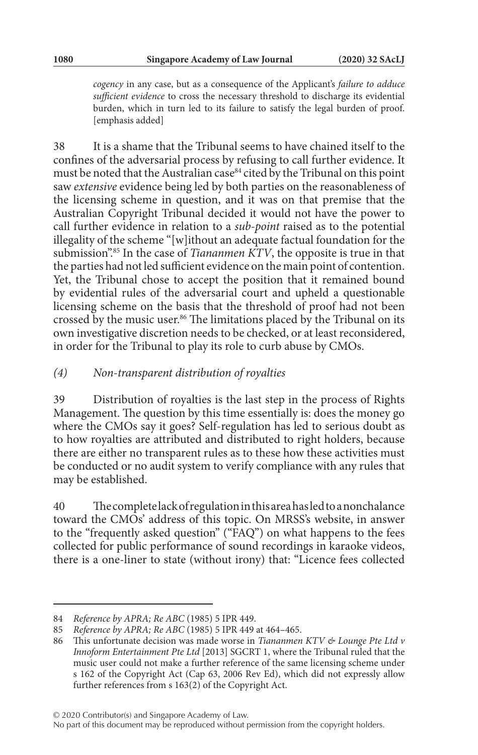*cogency* in any case, but as a consequence of the Applicant's *failure to adduce sufficient evidence* to cross the necessary threshold to discharge its evidential burden, which in turn led to its failure to satisfy the legal burden of proof. [emphasis added]

38 It is a shame that the Tribunal seems to have chained itself to the confines of the adversarial process by refusing to call further evidence. It must be noted that the Australian case[84] cited by the Tribunal on this point saw *extensive* evidence being led by both parties on the reasonableness of the licensing scheme in question, and it was on that premise that the Australian Copyright Tribunal decided it would not have the power to call further evidence in relation to a *sub-point* raised as to the potential illegality of the scheme "[w]ithout an adequate factual foundation for the submission".[85] In the case of *Tiananmen KTV*, the opposite is true in that the parties had not led sufficient evidence on the main point of contention. Yet, the Tribunal chose to accept the position that it remained bound by evidential rules of the adversarial court and upheld a questionable licensing scheme on the basis that the threshold of proof had not been crossed by the music user.[86] The limitations placed by the Tribunal on its own investigative discretion needs to be checked, or at least reconsidered, in order for the Tribunal to play its role to curb abuse by CMOs.

*(4) Non-transparent distribution of royalties*

39 Distribution of royalties is the last step in the process of Rights Management. The question by this time essentially is: does the money go where the CMOs say it goes? Self-regulation has led to serious doubt as to how royalties are attributed and distributed to right holders, because there are either no transparent rules as to these how these activities must be conducted or no audit system to verify compliance with any rules that may be established.

40 The complete lack of regulation in this area has led to a nonchalance toward the CMOs' address of this topic. On MRSS's website, in answer to the "frequently asked question" ("FAQ") on what happens to the fees collected for public performance of sound recordings in karaoke videos, there is a one-liner to state (without irony) that: "Licence fees collected

---

84 *Reference by APRA; Re ABC* (1985) 5 IPR 449.

85 *Reference by APRA; Re ABC* (1985) 5 IPR 449 at 464–465.

86 This unfortunate decision was made worse in *Tiananmen KTV & Lounge Pte Ltd v Innoform Entertainment Pte Ltd* [2013] SGCRT 1, where the Tribunal ruled that the music user could not make a further reference of the same licensing scheme under s 162 of the Copyright Act (Cap 63, 2006 Rev Ed), which did not expressly allow further references from s 163(2) of the Copyright Act.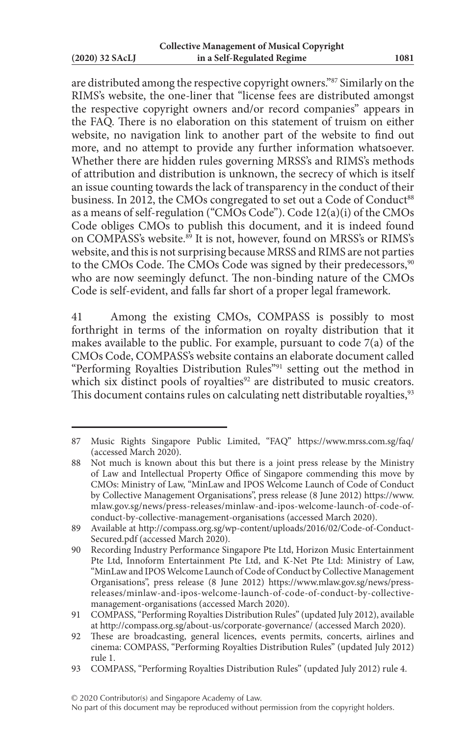are distributed among the respective copyright owners."[87] Similarly on the RIMS's website, the one-liner that "license fees are distributed amongst the respective copyright owners and/or record companies" appears in the FAQ. There is no elaboration on this statement of truism on either website, no navigation link to another part of the website to find out more, and no attempt to provide any further information whatsoever. Whether there are hidden rules governing MRSS's and RIMS's methods of attribution and distribution is unknown, the secrecy of which is itself an issue counting towards the lack of transparency in the conduct of their business. In 2012, the CMOs congregated to set out a Code of Conduct[88] as a means of self-regulation ("CMOs Code"). Code 12(a)(i) of the CMOs Code obliges CMOs to publish this document, and it is indeed found on COMPASS's website.[89] It is not, however, found on MRSS's or RIMS's website, and this is not surprising because MRSS and RIMS are not parties to the CMOs Code. The CMOs Code was signed by their predecessors,[90] who are now seemingly defunct. The non-binding nature of the CMOs Code is self-evident, and falls far short of a proper legal framework.

41 Among the existing CMOs, COMPASS is possibly to most forthright in terms of the information on royalty distribution that it makes available to the public. For example, pursuant to code 7(a) of the CMOs Code, COMPASS's website contains an elaborate document called "Performing Royalties Distribution Rules"[91] setting out the method in which six distinct pools of royalties[92] are distributed to music creators. This document contains rules on calculating nett distributable royalties,[93]

---

87 Music Rights Singapore Public Limited, "FAQ" https://www.mrss.com.sg/faq/ (accessed March 2020).

88 Not much is known about this but there is a joint press release by the Ministry of Law and Intellectual Property Office of Singapore commending this move by CMOs: Ministry of Law, "MinLaw and IPOS Welcome Launch of Code of Conduct by Collective Management Organisations", press release (8 June 2012) https://www.mlaw.gov.sg/news/press-releases/minlaw-and-ipos-welcome-launch-of-code-of-conduct-by-collective-management-organisations (accessed March 2020).

89 Available at http://compass.org.sg/wp-content/uploads/2016/02/Code-of-Conduct-Secured.pdf (accessed March 2020).

90 Recording Industry Performance Singapore Pte Ltd, Horizon Music Entertainment Pte Ltd, Innoform Entertainment Pte Ltd, and K-Net Pte Ltd: Ministry of Law, "MinLaw and IPOS Welcome Launch of Code of Conduct by Collective Management Organisations", press release (8 June 2012) https://www.mlaw.gov.sg/news/press-releases/minlaw-and-ipos-welcome-launch-of-code-of-conduct-by-collective-management-organisations (accessed March 2020).

91 COMPASS, "Performing Royalties Distribution Rules" (updated July 2012), available at http://compass.org.sg/about-us/corporate-governance/ (accessed March 2020).

92 These are broadcasting, general licences, events permits, concerts, airlines and cinema: COMPASS, "Performing Royalties Distribution Rules" (updated July 2012) rule 1.

93 COMPASS, "Performing Royalties Distribution Rules" (updated July 2012) rule 4.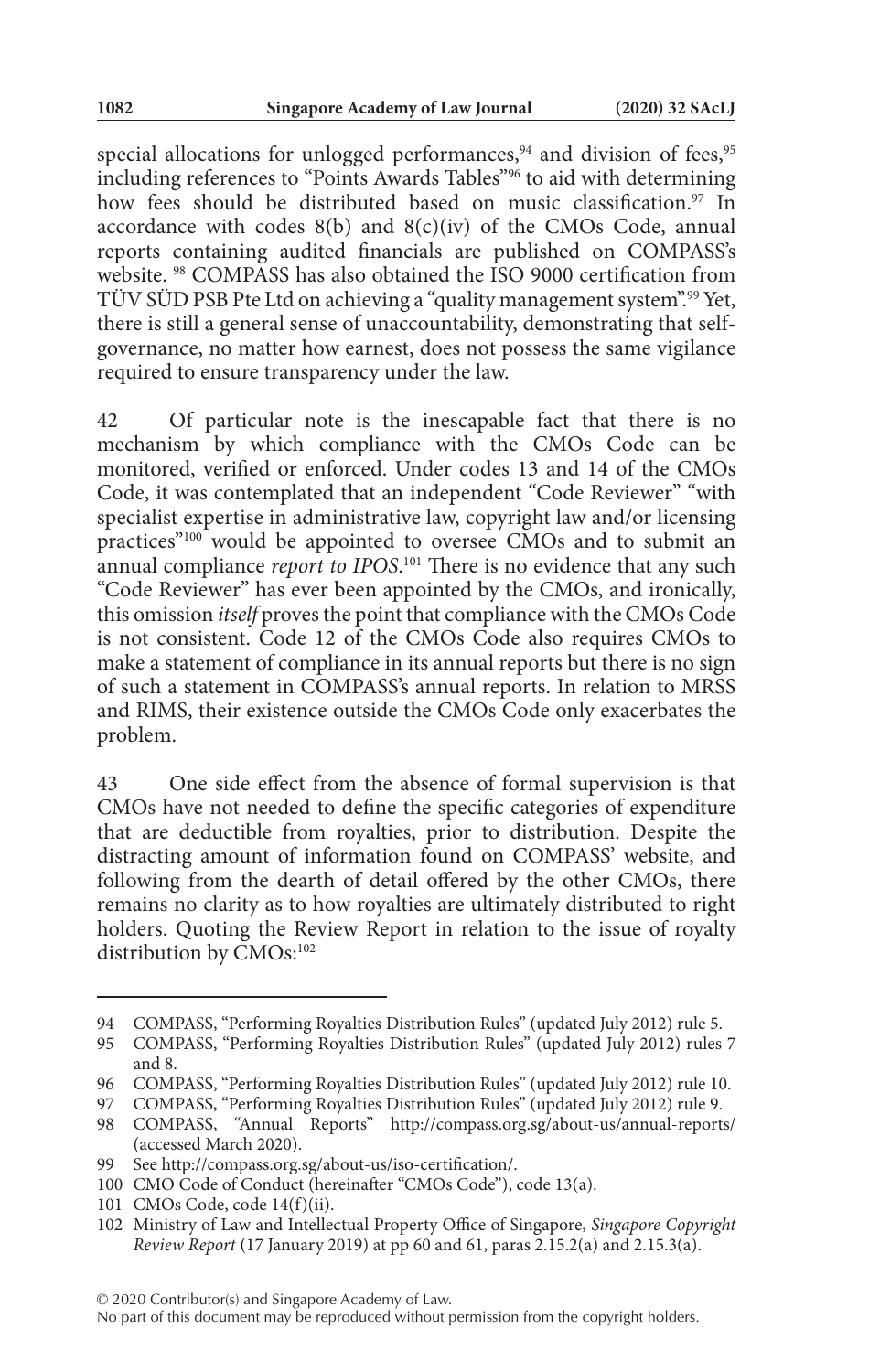special allocations for unlogged performances,[94] and division of fees,[95] including references to "Points Awards Tables"[96] to aid with determining how fees should be distributed based on music classification.[97] In accordance with codes 8(b) and 8(c)(iv) of the CMOs Code, annual reports containing audited financials are published on COMPASS's website. [98] COMPASS has also obtained the ISO 9000 certification from TÜV SÜD PSB Pte Ltd on achieving a "quality management system".[99] Yet, there is still a general sense of unaccountability, demonstrating that self-governance, no matter how earnest, does not possess the same vigilance required to ensure transparency under the law.

42 Of particular note is the inescapable fact that there is no mechanism by which compliance with the CMOs Code can be monitored, verified or enforced. Under codes 13 and 14 of the CMOs Code, it was contemplated that an independent "Code Reviewer" "with specialist expertise in administrative law, copyright law and/or licensing practices"[100] would be appointed to oversee CMOs and to submit an annual compliance *report to IPOS*.[101] There is no evidence that any such "Code Reviewer" has ever been appointed by the CMOs, and ironically, this omission *itself* proves the point that compliance with the CMOs Code is not consistent. Code 12 of the CMOs Code also requires CMOs to make a statement of compliance in its annual reports but there is no sign of such a statement in COMPASS's annual reports. In relation to MRSS and RIMS, their existence outside the CMOs Code only exacerbates the problem.

43 One side effect from the absence of formal supervision is that CMOs have not needed to define the specific categories of expenditure that are deductible from royalties, prior to distribution. Despite the distracting amount of information found on COMPASS' website, and following from the dearth of detail offered by the other CMOs, there remains no clarity as to how royalties are ultimately distributed to right holders. Quoting the Review Report in relation to the issue of royalty distribution by CMOs:[102]

---

94 COMPASS, "Performing Royalties Distribution Rules" (updated July 2012) rule 5.

95 COMPASS, "Performing Royalties Distribution Rules" (updated July 2012) rules 7 and 8.

96 COMPASS, "Performing Royalties Distribution Rules" (updated July 2012) rule 10.

97 COMPASS, "Performing Royalties Distribution Rules" (updated July 2012) rule 9.

98 COMPASS, "Annual Reports" http://compass.org.sg/about-us/annual-reports/ (accessed March 2020).

99 See http://compass.org.sg/about-us/iso-certification/.

100 CMO Code of Conduct (hereinafter "CMOs Code"), code 13(a).

101 CMOs Code, code 14(f)(ii).

102 Ministry of Law and Intellectual Property Office of Singapore, *Singapore Copyright Review Report* (17 January 2019) at pp 60 and 61, paras 2.15.2(a) and 2.15.3(a).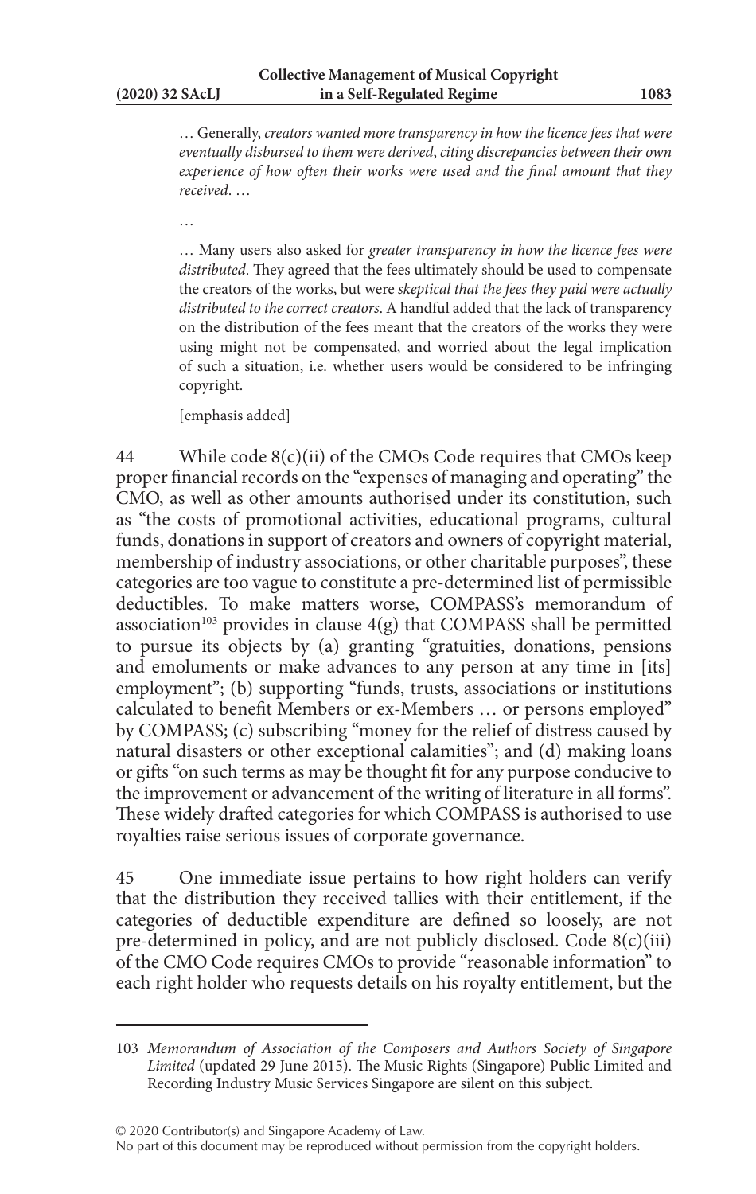> … Generally, *creators wanted more transparency in how the licence fees that were eventually disbursed to them were derived, citing discrepancies between their own experience of how often their works were used and the final amount that they received*. …
>
> …
>
> … Many users also asked for *greater transparency in how the licence fees were distributed*. They agreed that the fees ultimately should be used to compensate the creators of the works, but were *skeptical that the fees they paid were actually distributed to the correct creators*. A handful added that the lack of transparency on the distribution of the fees meant that the creators of the works they were using might not be compensated, and worried about the legal implication of such a situation, i.e. whether users would be considered to be infringing copyright.
>
> [emphasis added]

44 While code 8(c)(ii) of the CMOs Code requires that CMOs keep proper financial records on the "expenses of managing and operating" the CMO, as well as other amounts authorised under its constitution, such as "the costs of promotional activities, educational programs, cultural funds, donations in support of creators and owners of copyright material, membership of industry associations, or other charitable purposes", these categories are too vague to constitute a pre-determined list of permissible deductibles. To make matters worse, COMPASS's memorandum of association[103] provides in clause 4(g) that COMPASS shall be permitted to pursue its objects by (a) granting "gratuities, donations, pensions and emoluments or make advances to any person at any time in [its] employment"; (b) supporting "funds, trusts, associations or institutions calculated to benefit Members or ex-Members … or persons employed" by COMPASS; (c) subscribing "money for the relief of distress caused by natural disasters or other exceptional calamities"; and (d) making loans or gifts "on such terms as may be thought fit for any purpose conducive to the improvement or advancement of the writing of literature in all forms". These widely drafted categories for which COMPASS is authorised to use royalties raise serious issues of corporate governance.

45 One immediate issue pertains to how right holders can verify that the distribution they received tallies with their entitlement, if the categories of deductible expenditure are defined so loosely, are not pre-determined in policy, and are not publicly disclosed. Code 8(c)(iii) of the CMO Code requires CMOs to provide "reasonable information" to each right holder who requests details on his royalty entitlement, but the

---

103 *Memorandum of Association of the Composers and Authors Society of Singapore Limited* (updated 29 June 2015). The Music Rights (Singapore) Public Limited and Recording Industry Music Services Singapore are silent on this subject.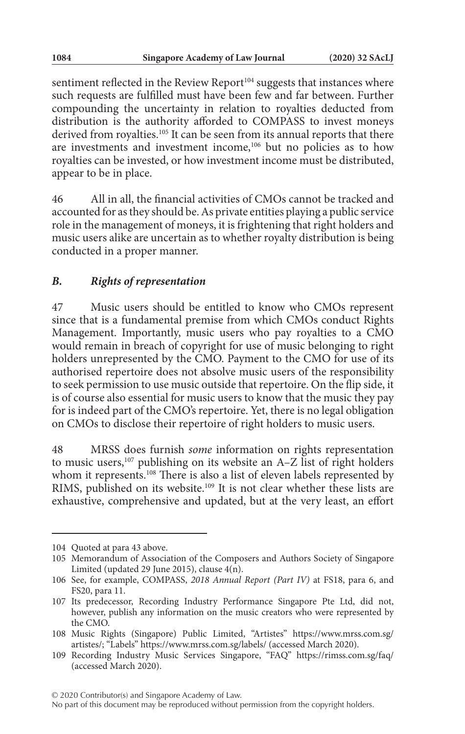sentiment reflected in the Review Report[104] suggests that instances where such requests are fulfilled must have been few and far between. Further compounding the uncertainty in relation to royalties deducted from distribution is the authority afforded to COMPASS to invest moneys derived from royalties.[105] It can be seen from its annual reports that there are investments and investment income,[106] but no policies as to how royalties can be invested, or how investment income must be distributed, appear to be in place.

46 All in all, the financial activities of CMOs cannot be tracked and accounted for as they should be. As private entities playing a public service role in the management of moneys, it is frightening that right holders and music users alike are uncertain as to whether royalty distribution is being conducted in a proper manner.

## *B. Rights of representation*

47 Music users should be entitled to know who CMOs represent since that is a fundamental premise from which CMOs conduct Rights Management. Importantly, music users who pay royalties to a CMO would remain in breach of copyright for use of music belonging to right holders unrepresented by the CMO. Payment to the CMO for use of its authorised repertoire does not absolve music users of the responsibility to seek permission to use music outside that repertoire. On the flip side, it is of course also essential for music users to know that the music they pay for is indeed part of the CMO's repertoire. Yet, there is no legal obligation on CMOs to disclose their repertoire of right holders to music users.

48 MRSS does furnish *some* information on rights representation to music users,[107] publishing on its website an A–Z list of right holders whom it represents.[108] There is also a list of eleven labels represented by RIMS, published on its website.[109] It is not clear whether these lists are exhaustive, comprehensive and updated, but at the very least, an effort

---

104 Quoted at para 43 above.

105 Memorandum of Association of the Composers and Authors Society of Singapore Limited (updated 29 June 2015), clause 4(n).

106 See, for example, COMPASS, *2018 Annual Report (Part IV)* at FS18, para 6, and FS20, para 11.

107 Its predecessor, Recording Industry Performance Singapore Pte Ltd, did not, however, publish any information on the music creators who were represented by the CMO.

108 Music Rights (Singapore) Public Limited, "Artistes" https://www.mrss.com.sg/artistes/; "Labels" https://www.mrss.com.sg/labels/ (accessed March 2020).

109 Recording Industry Music Services Singapore, "FAQ" https://rimss.com.sg/faq/ (accessed March 2020).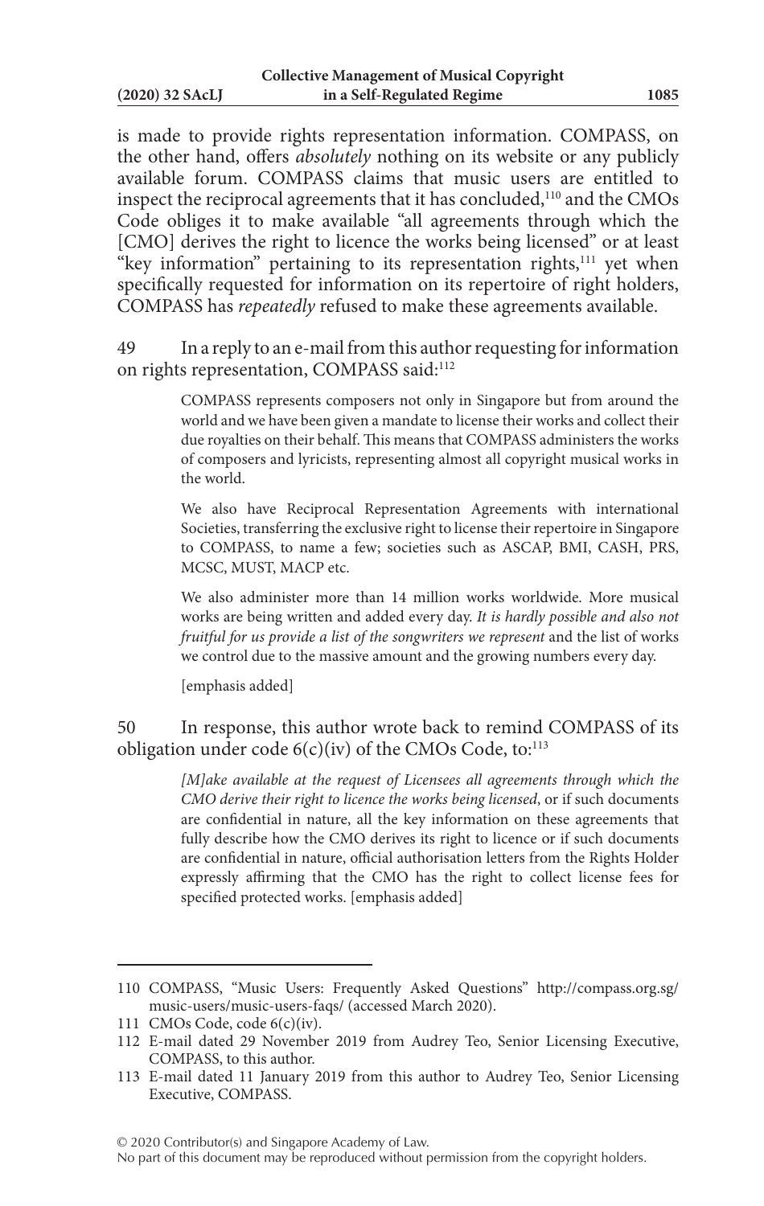is made to provide rights representation information. COMPASS, on the other hand, offers *absolutely* nothing on its website or any publicly available forum. COMPASS claims that music users are entitled to inspect the reciprocal agreements that it has concluded,[110] and the CMOs Code obliges it to make available "all agreements through which the [CMO] derives the right to licence the works being licensed" or at least "key information" pertaining to its representation rights,[111] yet when specifically requested for information on its repertoire of right holders, COMPASS has *repeatedly* refused to make these agreements available.

49 In a reply to an e-mail from this author requesting for information on rights representation, COMPASS said:[112]

> COMPASS represents composers not only in Singapore but from around the world and we have been given a mandate to license their works and collect their due royalties on their behalf. This means that COMPASS administers the works of composers and lyricists, representing almost all copyright musical works in the world.
>
> We also have Reciprocal Representation Agreements with international Societies, transferring the exclusive right to license their repertoire in Singapore to COMPASS, to name a few; societies such as ASCAP, BMI, CASH, PRS, MCSC, MUST, MACP etc.
>
> We also administer more than 14 million works worldwide. More musical works are being written and added every day. *It is hardly possible and also not fruitful for us provide a list of the songwriters we represent* and the list of works we control due to the massive amount and the growing numbers every day.
>
> [emphasis added]

50 In response, this author wrote back to remind COMPASS of its obligation under code 6(c)(iv) of the CMOs Code, to:[113]

> *[M]ake available at the request of Licensees all agreements through which the CMO derive their right to licence the works being licensed*, or if such documents are confidential in nature, all the key information on these agreements that fully describe how the CMO derives its right to licence or if such documents are confidential in nature, official authorisation letters from the Rights Holder expressly affirming that the CMO has the right to collect license fees for specified protected works. [emphasis added]

---

110 COMPASS, "Music Users: Frequently Asked Questions" http://compass.org.sg/music-users/music-users-faqs/ (accessed March 2020).

111 CMOs Code, code 6(c)(iv).

112 E-mail dated 29 November 2019 from Audrey Teo, Senior Licensing Executive, COMPASS, to this author.

113 E-mail dated 11 January 2019 from this author to Audrey Teo, Senior Licensing Executive, COMPASS.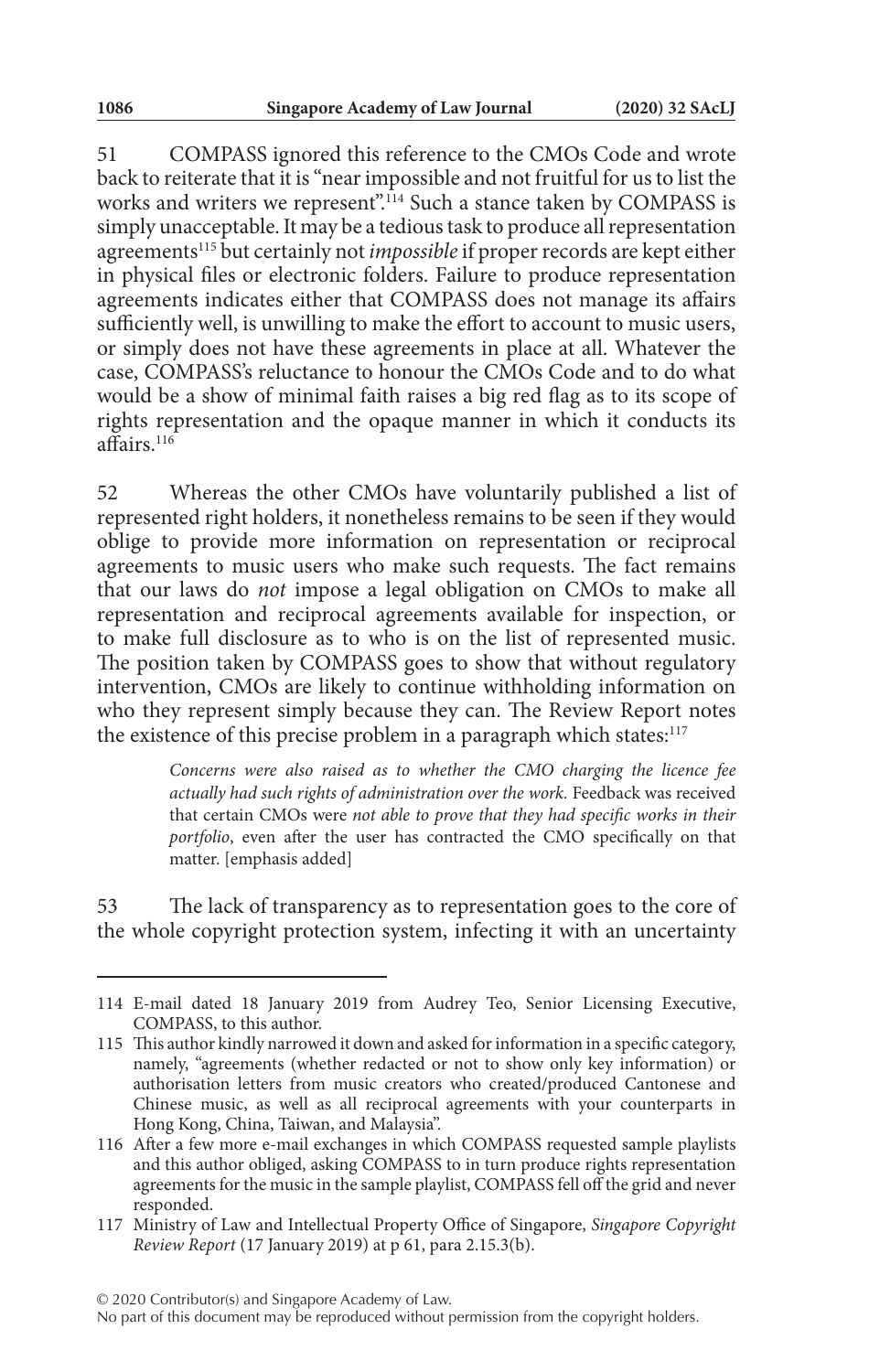51 COMPASS ignored this reference to the CMOs Code and wrote back to reiterate that it is "near impossible and not fruitful for us to list the works and writers we represent".[114] Such a stance taken by COMPASS is simply unacceptable. It may be a tedious task to produce all representation agreements[115] but certainly not *impossible* if proper records are kept either in physical files or electronic folders. Failure to produce representation agreements indicates either that COMPASS does not manage its affairs sufficiently well, is unwilling to make the effort to account to music users, or simply does not have these agreements in place at all. Whatever the case, COMPASS's reluctance to honour the CMOs Code and to do what would be a show of minimal faith raises a big red flag as to its scope of rights representation and the opaque manner in which it conducts its affairs.[116]

52 Whereas the other CMOs have voluntarily published a list of represented right holders, it nonetheless remains to be seen if they would oblige to provide more information on representation or reciprocal agreements to music users who make such requests. The fact remains that our laws do *not* impose a legal obligation on CMOs to make all representation and reciprocal agreements available for inspection, or to make full disclosure as to who is on the list of represented music. The position taken by COMPASS goes to show that without regulatory intervention, CMOs are likely to continue withholding information on who they represent simply because they can. The Review Report notes the existence of this precise problem in a paragraph which states:[117]

> *Concerns were also raised as to whether the CMO charging the licence fee actually had such rights of administration over the work.* Feedback was received that certain CMOs were *not able to prove that they had specific works in their portfolio*, even after the user has contracted the CMO specifically on that matter. [emphasis added]

53 The lack of transparency as to representation goes to the core of the whole copyright protection system, infecting it with an uncertainty

---

114 E-mail dated 18 January 2019 from Audrey Teo, Senior Licensing Executive, COMPASS, to this author.

115 This author kindly narrowed it down and asked for information in a specific category, namely, "agreements (whether redacted or not to show only key information) or authorisation letters from music creators who created/produced Cantonese and Chinese music, as well as all reciprocal agreements with your counterparts in Hong Kong, China, Taiwan, and Malaysia".

116 After a few more e-mail exchanges in which COMPASS requested sample playlists and this author obliged, asking COMPASS to in turn produce rights representation agreements for the music in the sample playlist, COMPASS fell off the grid and never responded.

117 Ministry of Law and Intellectual Property Office of Singapore, *Singapore Copyright Review Report* (17 January 2019) at p 61, para 2.15.3(b).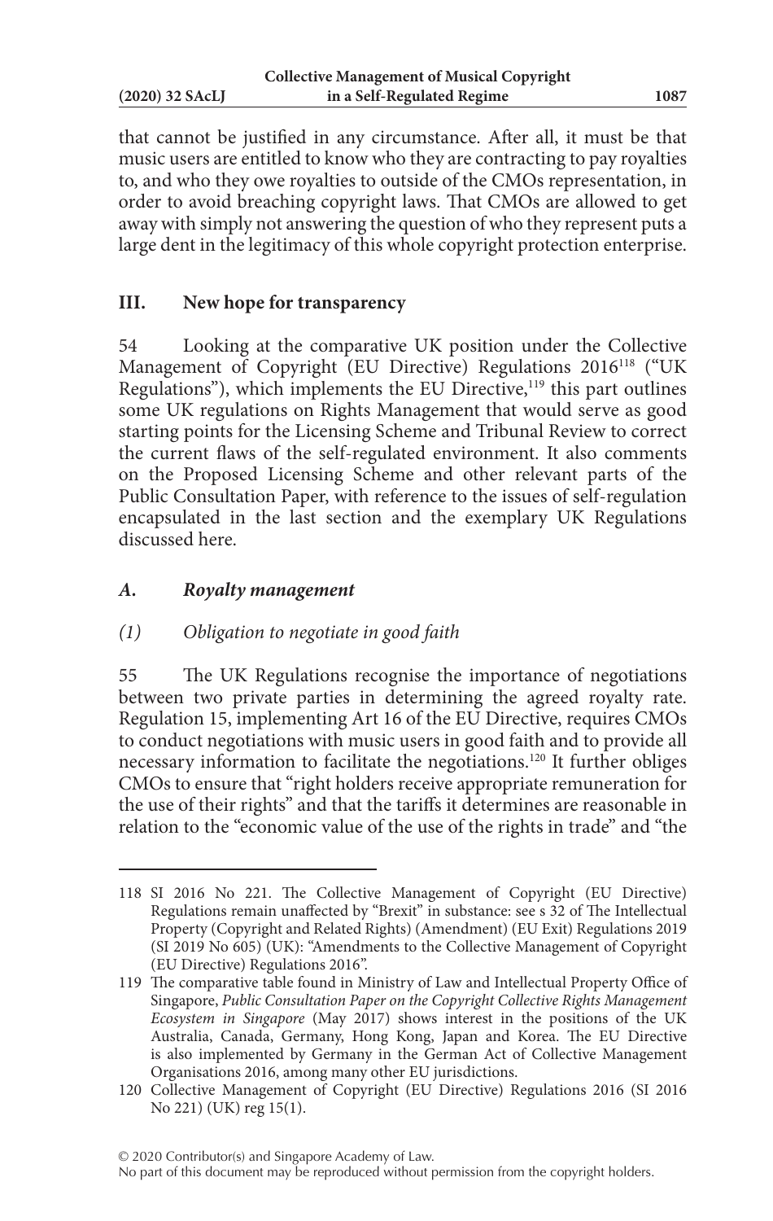that cannot be justified in any circumstance. After all, it must be that music users are entitled to know who they are contracting to pay royalties to, and who they owe royalties to outside of the CMOs representation, in order to avoid breaching copyright laws. That CMOs are allowed to get away with simply not answering the question of who they represent puts a large dent in the legitimacy of this whole copyright protection enterprise.

## III. New hope for transparency

54 Looking at the comparative UK position under the Collective Management of Copyright (EU Directive) Regulations 2016[118] ("UK Regulations"), which implements the EU Directive,[119] this part outlines some UK regulations on Rights Management that would serve as good starting points for the Licensing Scheme and Tribunal Review to correct the current flaws of the self-regulated environment. It also comments on the Proposed Licensing Scheme and other relevant parts of the Public Consultation Paper, with reference to the issues of self-regulation encapsulated in the last section and the exemplary UK Regulations discussed here.

### *A. Royalty management*

#### *(1) Obligation to negotiate in good faith*

55 The UK Regulations recognise the importance of negotiations between two private parties in determining the agreed royalty rate. Regulation 15, implementing Art 16 of the EU Directive, requires CMOs to conduct negotiations with music users in good faith and to provide all necessary information to facilitate the negotiations.[120] It further obliges CMOs to ensure that "right holders receive appropriate remuneration for the use of their rights" and that the tariffs it determines are reasonable in relation to the "economic value of the use of the rights in trade" and "the

---

118 SI 2016 No 221. The Collective Management of Copyright (EU Directive) Regulations remain unaffected by "Brexit" in substance: see s 32 of The Intellectual Property (Copyright and Related Rights) (Amendment) (EU Exit) Regulations 2019 (SI 2019 No 605) (UK): "Amendments to the Collective Management of Copyright (EU Directive) Regulations 2016".

119 The comparative table found in Ministry of Law and Intellectual Property Office of Singapore, *Public Consultation Paper on the Copyright Collective Rights Management Ecosystem in Singapore* (May 2017) shows interest in the positions of the UK Australia, Canada, Germany, Hong Kong, Japan and Korea. The EU Directive is also implemented by Germany in the German Act of Collective Management Organisations 2016, among many other EU jurisdictions.

120 Collective Management of Copyright (EU Directive) Regulations 2016 (SI 2016 No 221) (UK) reg 15(1).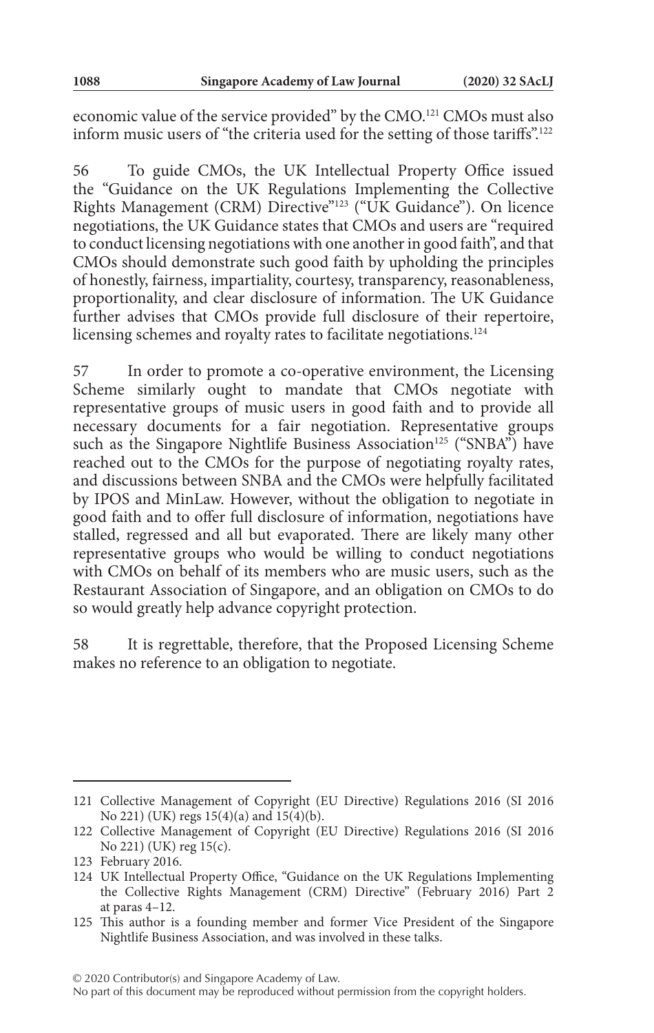economic value of the service provided" by the CMO.[121] CMOs must also inform music users of "the criteria used for the setting of those tariffs".[122]

56 To guide CMOs, the UK Intellectual Property Office issued the "Guidance on the UK Regulations Implementing the Collective Rights Management (CRM) Directive"[123] ("UK Guidance"). On licence negotiations, the UK Guidance states that CMOs and users are "required to conduct licensing negotiations with one another in good faith", and that CMOs should demonstrate such good faith by upholding the principles of honestly, fairness, impartiality, courtesy, transparency, reasonableness, proportionality, and clear disclosure of information. The UK Guidance further advises that CMOs provide full disclosure of their repertoire, licensing schemes and royalty rates to facilitate negotiations.[124]

57 In order to promote a co-operative environment, the Licensing Scheme similarly ought to mandate that CMOs negotiate with representative groups of music users in good faith and to provide all necessary documents for a fair negotiation. Representative groups such as the Singapore Nightlife Business Association[125] ("SNBA") have reached out to the CMOs for the purpose of negotiating royalty rates, and discussions between SNBA and the CMOs were helpfully facilitated by IPOS and MinLaw. However, without the obligation to negotiate in good faith and to offer full disclosure of information, negotiations have stalled, regressed and all but evaporated. There are likely many other representative groups who would be willing to conduct negotiations with CMOs on behalf of its members who are music users, such as the Restaurant Association of Singapore, and an obligation on CMOs to do so would greatly help advance copyright protection.

58 It is regrettable, therefore, that the Proposed Licensing Scheme makes no reference to an obligation to negotiate.

---

121 Collective Management of Copyright (EU Directive) Regulations 2016 (SI 2016 No 221) (UK) regs 15(4)(a) and 15(4)(b).

122 Collective Management of Copyright (EU Directive) Regulations 2016 (SI 2016 No 221) (UK) reg 15(c).

123 February 2016.

124 UK Intellectual Property Office, "Guidance on the UK Regulations Implementing the Collective Rights Management (CRM) Directive" (February 2016) Part 2 at paras 4–12.

125 This author is a founding member and former Vice President of the Singapore Nightlife Business Association, and was involved in these talks.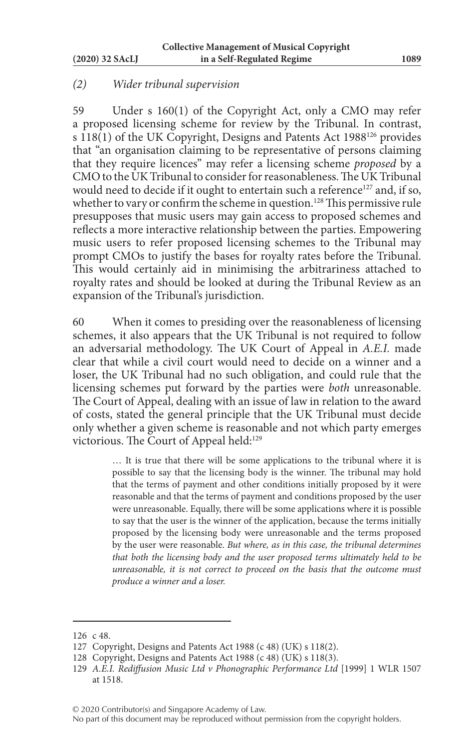### (2) *Wider tribunal supervision*

59 Under s 160(1) of the Copyright Act, only a CMO may refer a proposed licensing scheme for review by the Tribunal. In contrast, s 118(1) of the UK Copyright, Designs and Patents Act 1988[126] provides that "an organisation claiming to be representative of persons claiming that they require licences" may refer a licensing scheme *proposed* by a CMO to the UK Tribunal to consider for reasonableness. The UK Tribunal would need to decide if it ought to entertain such a reference[127] and, if so, whether to vary or confirm the scheme in question.[128] This permissive rule presupposes that music users may gain access to proposed schemes and reflects a more interactive relationship between the parties. Empowering music users to refer proposed licensing schemes to the Tribunal may prompt CMOs to justify the bases for royalty rates before the Tribunal. This would certainly aid in minimising the arbitrariness attached to royalty rates and should be looked at during the Tribunal Review as an expansion of the Tribunal's jurisdiction.

60 When it comes to presiding over the reasonableness of licensing schemes, it also appears that the UK Tribunal is not required to follow an adversarial methodology. The UK Court of Appeal in *A.E.I.* made clear that while a civil court would need to decide on a winner and a loser, the UK Tribunal had no such obligation, and could rule that the licensing schemes put forward by the parties were *both* unreasonable. The Court of Appeal, dealing with an issue of law in relation to the award of costs, stated the general principle that the UK Tribunal must decide only whether a given scheme is reasonable and not which party emerges victorious. The Court of Appeal held:[129]

> … It is true that there will be some applications to the tribunal where it is possible to say that the licensing body is the winner. The tribunal may hold that the terms of payment and other conditions initially proposed by it were reasonable and that the terms of payment and conditions proposed by the user were unreasonable. Equally, there will be some applications where it is possible to say that the user is the winner of the application, because the terms initially proposed by the licensing body were unreasonable and the terms proposed by the user were reasonable. *But where, as in this case, the tribunal determines that both the licensing body and the user proposed terms ultimately held to be unreasonable, it is not correct to proceed on the basis that the outcome must produce a winner and a loser.*

---

126 c 48.

127 Copyright, Designs and Patents Act 1988 (c 48) (UK) s 118(2).

128 Copyright, Designs and Patents Act 1988 (c 48) (UK) s 118(3).

129 *A.E.I. Rediffusion Music Ltd v Phonographic Performance Ltd* [1999] 1 WLR 1507 at 1518.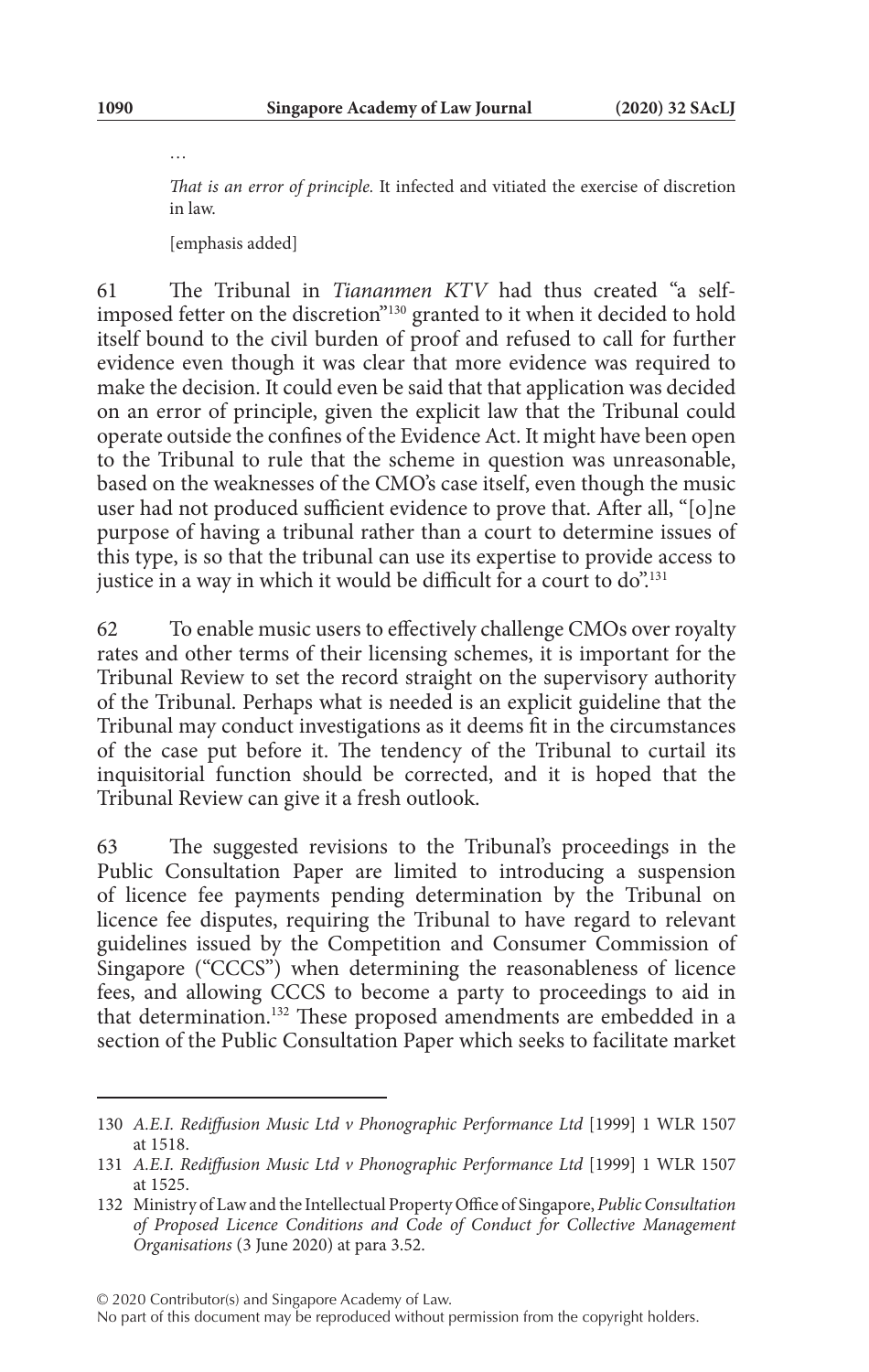…

*That is an error of principle.* It infected and vitiated the exercise of discretion in law.

[emphasis added]

61 The Tribunal in *Tiananmen KTV* had thus created "a self-imposed fetter on the discretion"[130] granted to it when it decided to hold itself bound to the civil burden of proof and refused to call for further evidence even though it was clear that more evidence was required to make the decision. It could even be said that that application was decided on an error of principle, given the explicit law that the Tribunal could operate outside the confines of the Evidence Act. It might have been open to the Tribunal to rule that the scheme in question was unreasonable, based on the weaknesses of the CMO's case itself, even though the music user had not produced sufficient evidence to prove that. After all, "[o]ne purpose of having a tribunal rather than a court to determine issues of this type, is so that the tribunal can use its expertise to provide access to justice in a way in which it would be difficult for a court to do".[131]

62 To enable music users to effectively challenge CMOs over royalty rates and other terms of their licensing schemes, it is important for the Tribunal Review to set the record straight on the supervisory authority of the Tribunal. Perhaps what is needed is an explicit guideline that the Tribunal may conduct investigations as it deems fit in the circumstances of the case put before it. The tendency of the Tribunal to curtail its inquisitorial function should be corrected, and it is hoped that the Tribunal Review can give it a fresh outlook.

63 The suggested revisions to the Tribunal's proceedings in the Public Consultation Paper are limited to introducing a suspension of licence fee payments pending determination by the Tribunal on licence fee disputes, requiring the Tribunal to have regard to relevant guidelines issued by the Competition and Consumer Commission of Singapore ("CCCS") when determining the reasonableness of licence fees, and allowing CCCS to become a party to proceedings to aid in that determination.[132] These proposed amendments are embedded in a section of the Public Consultation Paper which seeks to facilitate market

---

130 *A.E.I. Rediffusion Music Ltd v Phonographic Performance Ltd* [1999] 1 WLR 1507 at 1518.

131 *A.E.I. Rediffusion Music Ltd v Phonographic Performance Ltd* [1999] 1 WLR 1507 at 1525.

132 Ministry of Law and the Intellectual Property Office of Singapore, *Public Consultation of Proposed Licence Conditions and Code of Conduct for Collective Management Organisations* (3 June 2020) at para 3.52.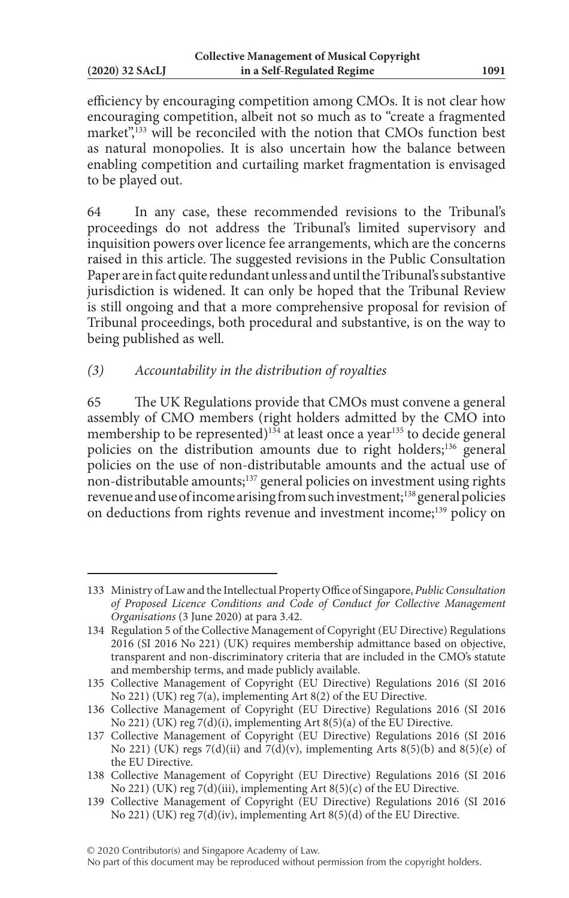efficiency by encouraging competition among CMOs. It is not clear how encouraging competition, albeit not so much as to "create a fragmented market",[133] will be reconciled with the notion that CMOs function best as natural monopolies. It is also uncertain how the balance between enabling competition and curtailing market fragmentation is envisaged to be played out.

64 In any case, these recommended revisions to the Tribunal's proceedings do not address the Tribunal's limited supervisory and inquisition powers over licence fee arrangements, which are the concerns raised in this article. The suggested revisions in the Public Consultation Paper are in fact quite redundant unless and until the Tribunal's substantive jurisdiction is widened. It can only be hoped that the Tribunal Review is still ongoing and that a more comprehensive proposal for revision of Tribunal proceedings, both procedural and substantive, is on the way to being published as well.

### *(3) Accountability in the distribution of royalties*

65 The UK Regulations provide that CMOs must convene a general assembly of CMO members (right holders admitted by the CMO into membership to be represented)[134] at least once a year[135] to decide general policies on the distribution amounts due to right holders;[136] general policies on the use of non-distributable amounts and the actual use of non-distributable amounts;[137] general policies on investment using rights revenue and use of income arising from such investment;[138] general policies on deductions from rights revenue and investment income;[139] policy on

---

133 Ministry of Law and the Intellectual Property Office of Singapore, *Public Consultation of Proposed Licence Conditions and Code of Conduct for Collective Management Organisations* (3 June 2020) at para 3.42.

134 Regulation 5 of the Collective Management of Copyright (EU Directive) Regulations 2016 (SI 2016 No 221) (UK) requires membership admittance based on objective, transparent and non-discriminatory criteria that are included in the CMO's statute and membership terms, and made publicly available.

135 Collective Management of Copyright (EU Directive) Regulations 2016 (SI 2016 No 221) (UK) reg 7(a), implementing Art 8(2) of the EU Directive.

136 Collective Management of Copyright (EU Directive) Regulations 2016 (SI 2016 No 221) (UK) reg 7(d)(i), implementing Art 8(5)(a) of the EU Directive.

137 Collective Management of Copyright (EU Directive) Regulations 2016 (SI 2016 No 221) (UK) regs 7(d)(ii) and 7(d)(v), implementing Arts 8(5)(b) and 8(5)(e) of the EU Directive.

138 Collective Management of Copyright (EU Directive) Regulations 2016 (SI 2016 No 221) (UK) reg 7(d)(iii), implementing Art 8(5)(c) of the EU Directive.

139 Collective Management of Copyright (EU Directive) Regulations 2016 (SI 2016 No 221) (UK) reg 7(d)(iv), implementing Art 8(5)(d) of the EU Directive.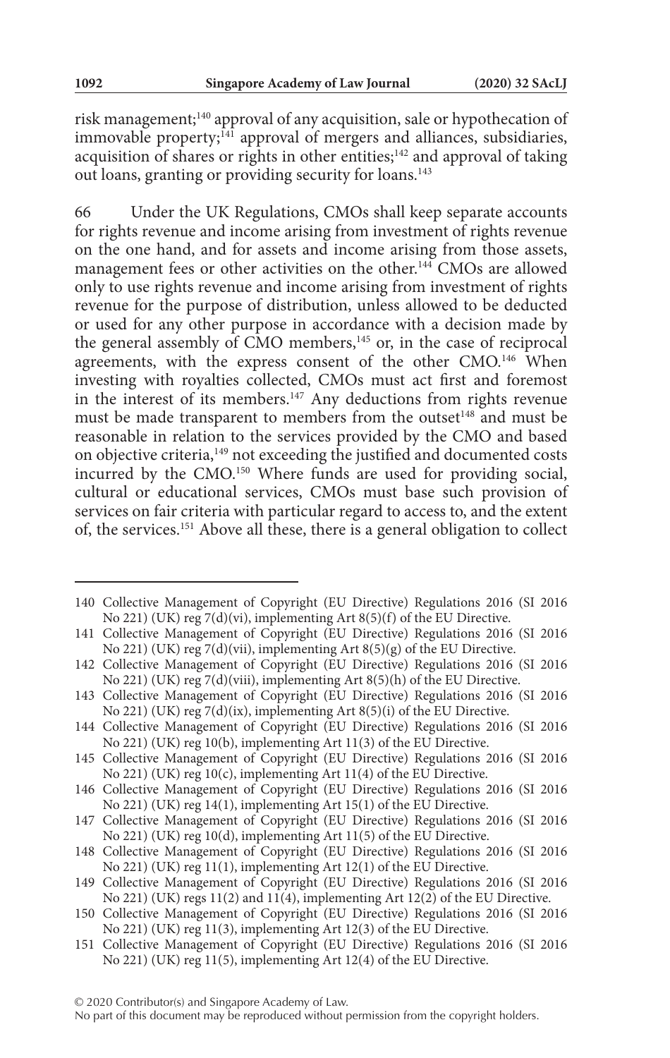risk management;[140] approval of any acquisition, sale or hypothecation of immovable property;[141] approval of mergers and alliances, subsidiaries, acquisition of shares or rights in other entities;[142] and approval of taking out loans, granting or providing security for loans.[143]

66 Under the UK Regulations, CMOs shall keep separate accounts for rights revenue and income arising from investment of rights revenue on the one hand, and for assets and income arising from those assets, management fees or other activities on the other.[144] CMOs are allowed only to use rights revenue and income arising from investment of rights revenue for the purpose of distribution, unless allowed to be deducted or used for any other purpose in accordance with a decision made by the general assembly of CMO members,[145] or, in the case of reciprocal agreements, with the express consent of the other CMO.[146] When investing with royalties collected, CMOs must act first and foremost in the interest of its members.[147] Any deductions from rights revenue must be made transparent to members from the outset[148] and must be reasonable in relation to the services provided by the CMO and based on objective criteria,[149] not exceeding the justified and documented costs incurred by the CMO.[150] Where funds are used for providing social, cultural or educational services, CMOs must base such provision of services on fair criteria with particular regard to access to, and the extent of, the services.[151] Above all these, there is a general obligation to collect

---

140 Collective Management of Copyright (EU Directive) Regulations 2016 (SI 2016 No 221) (UK) reg 7(d)(vi), implementing Art 8(5)(f) of the EU Directive.

141 Collective Management of Copyright (EU Directive) Regulations 2016 (SI 2016 No 221) (UK) reg 7(d)(vii), implementing Art 8(5)(g) of the EU Directive.

142 Collective Management of Copyright (EU Directive) Regulations 2016 (SI 2016 No 221) (UK) reg 7(d)(viii), implementing Art 8(5)(h) of the EU Directive.

143 Collective Management of Copyright (EU Directive) Regulations 2016 (SI 2016 No 221) (UK) reg 7(d)(ix), implementing Art 8(5)(i) of the EU Directive.

144 Collective Management of Copyright (EU Directive) Regulations 2016 (SI 2016 No 221) (UK) reg 10(b), implementing Art 11(3) of the EU Directive.

145 Collective Management of Copyright (EU Directive) Regulations 2016 (SI 2016 No 221) (UK) reg 10(c), implementing Art 11(4) of the EU Directive.

146 Collective Management of Copyright (EU Directive) Regulations 2016 (SI 2016 No 221) (UK) reg 14(1), implementing Art 15(1) of the EU Directive.

147 Collective Management of Copyright (EU Directive) Regulations 2016 (SI 2016 No 221) (UK) reg 10(d), implementing Art 11(5) of the EU Directive.

148 Collective Management of Copyright (EU Directive) Regulations 2016 (SI 2016 No 221) (UK) reg 11(1), implementing Art 12(1) of the EU Directive.

149 Collective Management of Copyright (EU Directive) Regulations 2016 (SI 2016 No 221) (UK) regs 11(2) and 11(4), implementing Art 12(2) of the EU Directive.

150 Collective Management of Copyright (EU Directive) Regulations 2016 (SI 2016 No 221) (UK) reg 11(3), implementing Art 12(3) of the EU Directive.

151 Collective Management of Copyright (EU Directive) Regulations 2016 (SI 2016 No 221) (UK) reg 11(5), implementing Art 12(4) of the EU Directive.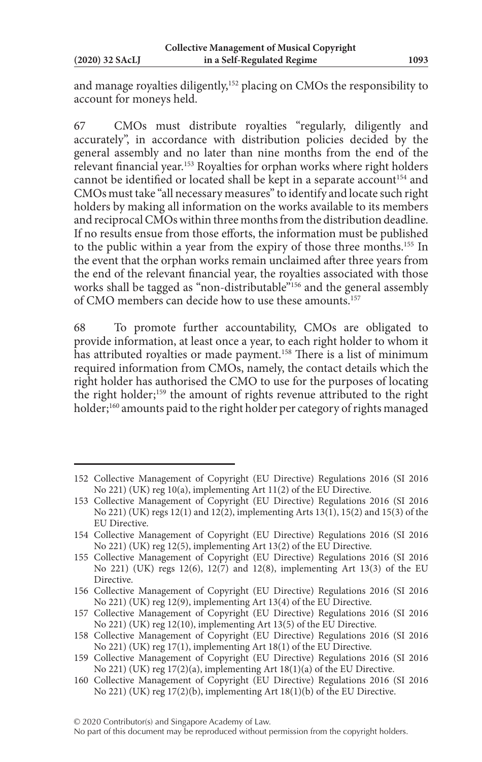and manage royalties diligently,[152] placing on CMOs the responsibility to account for moneys held.

67 CMOs must distribute royalties "regularly, diligently and accurately", in accordance with distribution policies decided by the general assembly and no later than nine months from the end of the relevant financial year.[153] Royalties for orphan works where right holders cannot be identified or located shall be kept in a separate account[154] and CMOs must take "all necessary measures" to identify and locate such right holders by making all information on the works available to its members and reciprocal CMOs within three months from the distribution deadline. If no results ensue from those efforts, the information must be published to the public within a year from the expiry of those three months.[155] In the event that the orphan works remain unclaimed after three years from the end of the relevant financial year, the royalties associated with those works shall be tagged as "non-distributable"[156] and the general assembly of CMO members can decide how to use these amounts.[157]

68 To promote further accountability, CMOs are obligated to provide information, at least once a year, to each right holder to whom it has attributed royalties or made payment.[158] There is a list of minimum required information from CMOs, namely, the contact details which the right holder has authorised the CMO to use for the purposes of locating the right holder;[159] the amount of rights revenue attributed to the right holder;[160] amounts paid to the right holder per category of rights managed

---

152 Collective Management of Copyright (EU Directive) Regulations 2016 (SI 2016 No 221) (UK) reg 10(a), implementing Art 11(2) of the EU Directive.

153 Collective Management of Copyright (EU Directive) Regulations 2016 (SI 2016 No 221) (UK) regs 12(1) and 12(2), implementing Arts 13(1), 15(2) and 15(3) of the EU Directive.

154 Collective Management of Copyright (EU Directive) Regulations 2016 (SI 2016 No 221) (UK) reg 12(5), implementing Art 13(2) of the EU Directive.

155 Collective Management of Copyright (EU Directive) Regulations 2016 (SI 2016 No 221) (UK) regs 12(6), 12(7) and 12(8), implementing Art 13(3) of the EU Directive.

156 Collective Management of Copyright (EU Directive) Regulations 2016 (SI 2016 No 221) (UK) reg 12(9), implementing Art 13(4) of the EU Directive.

157 Collective Management of Copyright (EU Directive) Regulations 2016 (SI 2016 No 221) (UK) reg 12(10), implementing Art 13(5) of the EU Directive.

158 Collective Management of Copyright (EU Directive) Regulations 2016 (SI 2016 No 221) (UK) reg 17(1), implementing Art 18(1) of the EU Directive.

159 Collective Management of Copyright (EU Directive) Regulations 2016 (SI 2016 No 221) (UK) reg 17(2)(a), implementing Art 18(1)(a) of the EU Directive.

160 Collective Management of Copyright (EU Directive) Regulations 2016 (SI 2016 No 221) (UK) reg 17(2)(b), implementing Art 18(1)(b) of the EU Directive.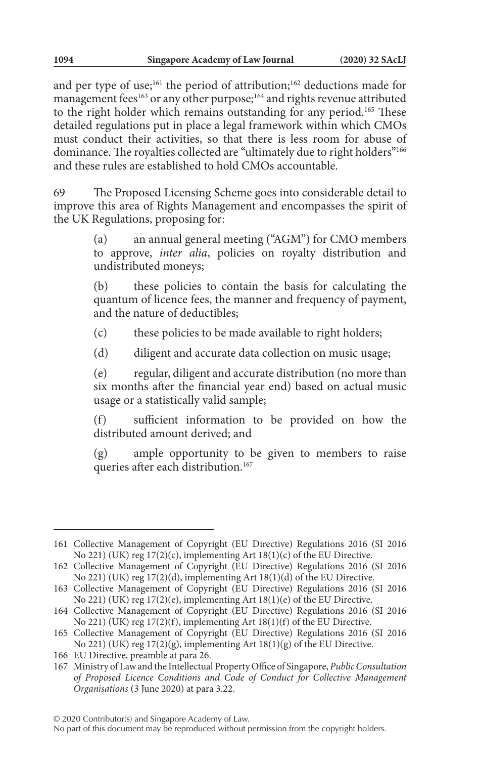and per type of use;[161] the period of attribution;[162] deductions made for management fees[163] or any other purpose;[164] and rights revenue attributed to the right holder which remains outstanding for any period.[165] These detailed regulations put in place a legal framework within which CMOs must conduct their activities, so that there is less room for abuse of dominance. The royalties collected are "ultimately due to right holders"[166] and these rules are established to hold CMOs accountable.

69 The Proposed Licensing Scheme goes into considerable detail to improve this area of Rights Management and encompasses the spirit of the UK Regulations, proposing for:

> (a) an annual general meeting ("AGM") for CMO members to approve, *inter alia*, policies on royalty distribution and undistributed moneys;
>
> (b) these policies to contain the basis for calculating the quantum of licence fees, the manner and frequency of payment, and the nature of deductibles;
>
> (c) these policies to be made available to right holders;
>
> (d) diligent and accurate data collection on music usage;
>
> (e) regular, diligent and accurate distribution (no more than six months after the financial year end) based on actual music usage or a statistically valid sample;
>
> (f) sufficient information to be provided on how the distributed amount derived; and
>
> (g) ample opportunity to be given to members to raise queries after each distribution.[167]

---

161 Collective Management of Copyright (EU Directive) Regulations 2016 (SI 2016 No 221) (UK) reg 17(2)(c), implementing Art 18(1)(c) of the EU Directive.

162 Collective Management of Copyright (EU Directive) Regulations 2016 (SI 2016 No 221) (UK) reg 17(2)(d), implementing Art 18(1)(d) of the EU Directive.

163 Collective Management of Copyright (EU Directive) Regulations 2016 (SI 2016 No 221) (UK) reg 17(2)(e), implementing Art 18(1)(e) of the EU Directive.

164 Collective Management of Copyright (EU Directive) Regulations 2016 (SI 2016 No 221) (UK) reg 17(2)(f), implementing Art 18(1)(f) of the EU Directive.

165 Collective Management of Copyright (EU Directive) Regulations 2016 (SI 2016 No 221) (UK) reg 17(2)(g), implementing Art 18(1)(g) of the EU Directive.

166 EU Directive, preamble at para 26.

167 Ministry of Law and the Intellectual Property Office of Singapore, *Public Consultation of Proposed Licence Conditions and Code of Conduct for Collective Management Organisations* (3 June 2020) at para 3.22.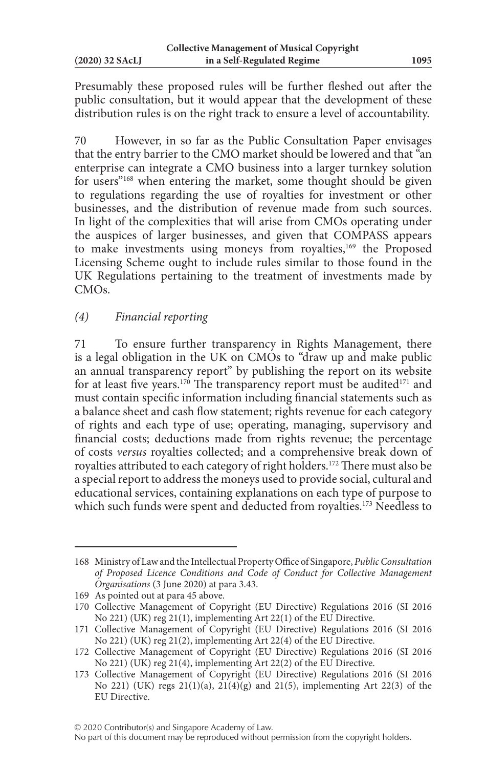Presumably these proposed rules will be further fleshed out after the public consultation, but it would appear that the development of these distribution rules is on the right track to ensure a level of accountability.

70 However, in so far as the Public Consultation Paper envisages that the entry barrier to the CMO market should be lowered and that "an enterprise can integrate a CMO business into a larger turnkey solution for users"[168] when entering the market, some thought should be given to regulations regarding the use of royalties for investment or other businesses, and the distribution of revenue made from such sources. In light of the complexities that will arise from CMOs operating under the auspices of larger businesses, and given that COMPASS appears to make investments using moneys from royalties,[169] the Proposed Licensing Scheme ought to include rules similar to those found in the UK Regulations pertaining to the treatment of investments made by CMOs.

### *(4) Financial reporting*

71 To ensure further transparency in Rights Management, there is a legal obligation in the UK on CMOs to "draw up and make public an annual transparency report" by publishing the report on its website for at least five years.[170] The transparency report must be audited[171] and must contain specific information including financial statements such as a balance sheet and cash flow statement; rights revenue for each category of rights and each type of use; operating, managing, supervisory and financial costs; deductions made from rights revenue; the percentage of costs *versus* royalties collected; and a comprehensive break down of royalties attributed to each category of right holders.[172] There must also be a special report to address the moneys used to provide social, cultural and educational services, containing explanations on each type of purpose to which such funds were spent and deducted from royalties.[173] Needless to

---

168 Ministry of Law and the Intellectual Property Office of Singapore, *Public Consultation of Proposed Licence Conditions and Code of Conduct for Collective Management Organisations* (3 June 2020) at para 3.43.

169 As pointed out at para 45 above.

170 Collective Management of Copyright (EU Directive) Regulations 2016 (SI 2016 No 221) (UK) reg 21(1), implementing Art 22(1) of the EU Directive.

171 Collective Management of Copyright (EU Directive) Regulations 2016 (SI 2016 No 221) (UK) reg 21(2), implementing Art 22(4) of the EU Directive.

172 Collective Management of Copyright (EU Directive) Regulations 2016 (SI 2016 No 221) (UK) reg 21(4), implementing Art 22(2) of the EU Directive.

173 Collective Management of Copyright (EU Directive) Regulations 2016 (SI 2016 No 221) (UK) regs 21(1)(a), 21(4)(g) and 21(5), implementing Art 22(3) of the EU Directive.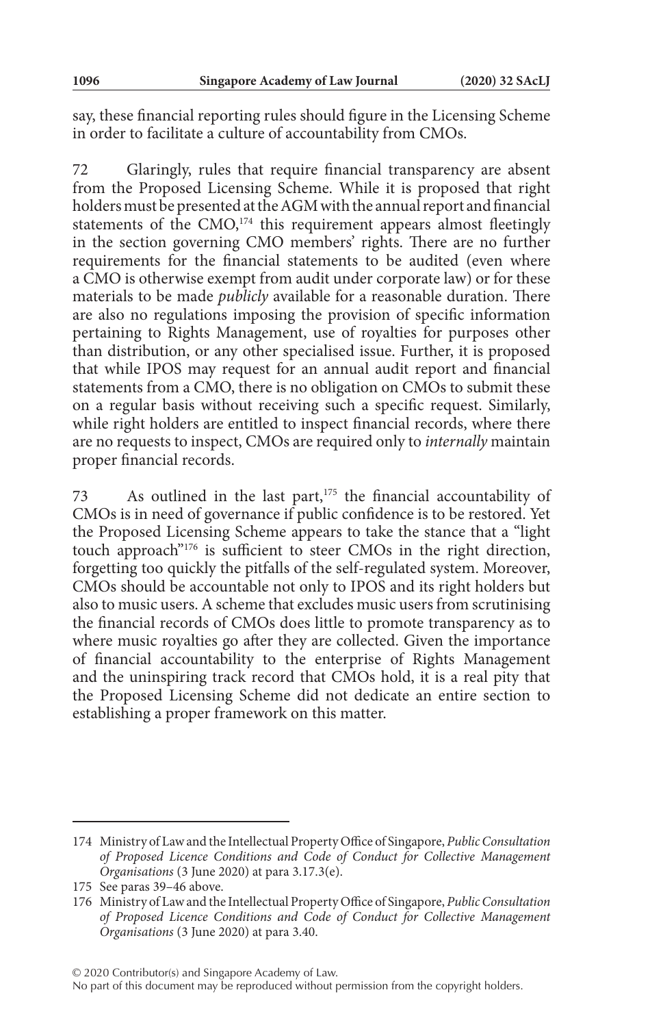say, these financial reporting rules should figure in the Licensing Scheme in order to facilitate a culture of accountability from CMOs.

72 Glaringly, rules that require financial transparency are absent from the Proposed Licensing Scheme. While it is proposed that right holders must be presented at the AGM with the annual report and financial statements of the CMO,[174] this requirement appears almost fleetingly in the section governing CMO members' rights. There are no further requirements for the financial statements to be audited (even where a CMO is otherwise exempt from audit under corporate law) or for these materials to be made *publicly* available for a reasonable duration. There are also no regulations imposing the provision of specific information pertaining to Rights Management, use of royalties for purposes other than distribution, or any other specialised issue. Further, it is proposed that while IPOS may request for an annual audit report and financial statements from a CMO, there is no obligation on CMOs to submit these on a regular basis without receiving such a specific request. Similarly, while right holders are entitled to inspect financial records, where there are no requests to inspect, CMOs are required only to *internally* maintain proper financial records.

73 As outlined in the last part,[175] the financial accountability of CMOs is in need of governance if public confidence is to be restored. Yet the Proposed Licensing Scheme appears to take the stance that a "light touch approach"[176] is sufficient to steer CMOs in the right direction, forgetting too quickly the pitfalls of the self-regulated system. Moreover, CMOs should be accountable not only to IPOS and its right holders but also to music users. A scheme that excludes music users from scrutinising the financial records of CMOs does little to promote transparency as to where music royalties go after they are collected. Given the importance of financial accountability to the enterprise of Rights Management and the uninspiring track record that CMOs hold, it is a real pity that the Proposed Licensing Scheme did not dedicate an entire section to establishing a proper framework on this matter.

---

174 Ministry of Law and the Intellectual Property Office of Singapore, *Public Consultation of Proposed Licence Conditions and Code of Conduct for Collective Management Organisations* (3 June 2020) at para 3.17.3(e).

175 See paras 39–46 above.

176 Ministry of Law and the Intellectual Property Office of Singapore, *Public Consultation of Proposed Licence Conditions and Code of Conduct for Collective Management Organisations* (3 June 2020) at para 3.40.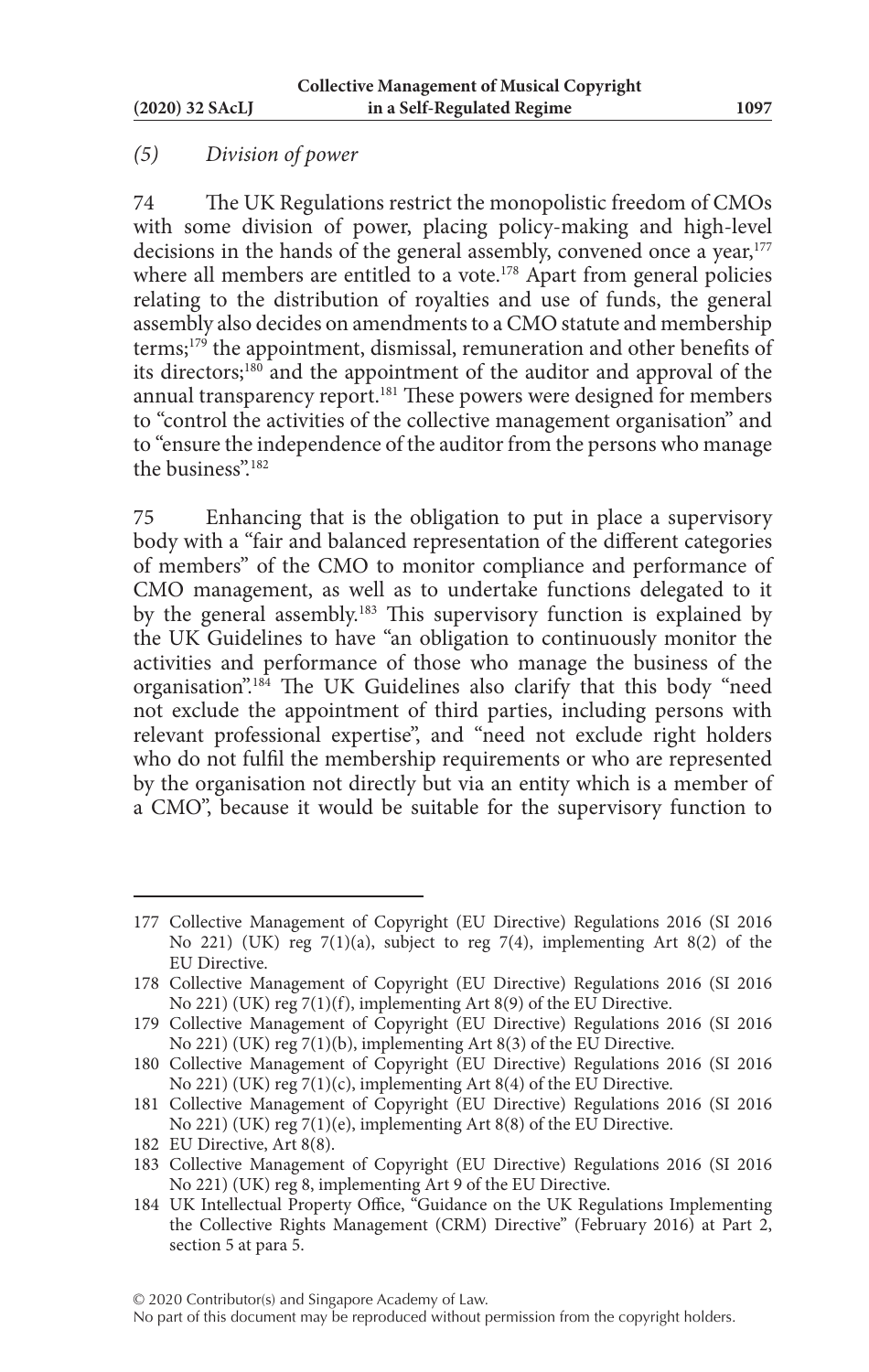*(5) Division of power*

74 The UK Regulations restrict the monopolistic freedom of CMOs with some division of power, placing policy-making and high-level decisions in the hands of the general assembly, convened once a year,[177] where all members are entitled to a vote.[178] Apart from general policies relating to the distribution of royalties and use of funds, the general assembly also decides on amendments to a CMO statute and membership terms;[179] the appointment, dismissal, remuneration and other benefits of its directors;[180] and the appointment of the auditor and approval of the annual transparency report.[181] These powers were designed for members to "control the activities of the collective management organisation" and to "ensure the independence of the auditor from the persons who manage the business".[182]

75 Enhancing that is the obligation to put in place a supervisory body with a "fair and balanced representation of the different categories of members" of the CMO to monitor compliance and performance of CMO management, as well as to undertake functions delegated to it by the general assembly.[183] This supervisory function is explained by the UK Guidelines to have "an obligation to continuously monitor the activities and performance of those who manage the business of the organisation".[184] The UK Guidelines also clarify that this body "need not exclude the appointment of third parties, including persons with relevant professional expertise", and "need not exclude right holders who do not fulfil the membership requirements or who are represented by the organisation not directly but via an entity which is a member of a CMO", because it would be suitable for the supervisory function to

---

177 Collective Management of Copyright (EU Directive) Regulations 2016 (SI 2016 No 221) (UK) reg 7(1)(a), subject to reg 7(4), implementing Art 8(2) of the EU Directive.

178 Collective Management of Copyright (EU Directive) Regulations 2016 (SI 2016 No 221) (UK) reg 7(1)(f), implementing Art 8(9) of the EU Directive.

179 Collective Management of Copyright (EU Directive) Regulations 2016 (SI 2016 No 221) (UK) reg 7(1)(b), implementing Art 8(3) of the EU Directive.

180 Collective Management of Copyright (EU Directive) Regulations 2016 (SI 2016 No 221) (UK) reg 7(1)(c), implementing Art 8(4) of the EU Directive.

181 Collective Management of Copyright (EU Directive) Regulations 2016 (SI 2016 No 221) (UK) reg 7(1)(e), implementing Art 8(8) of the EU Directive.

182 EU Directive, Art 8(8).

183 Collective Management of Copyright (EU Directive) Regulations 2016 (SI 2016 No 221) (UK) reg 8, implementing Art 9 of the EU Directive.

184 UK Intellectual Property Office, "Guidance on the UK Regulations Implementing the Collective Rights Management (CRM) Directive" (February 2016) at Part 2, section 5 at para 5.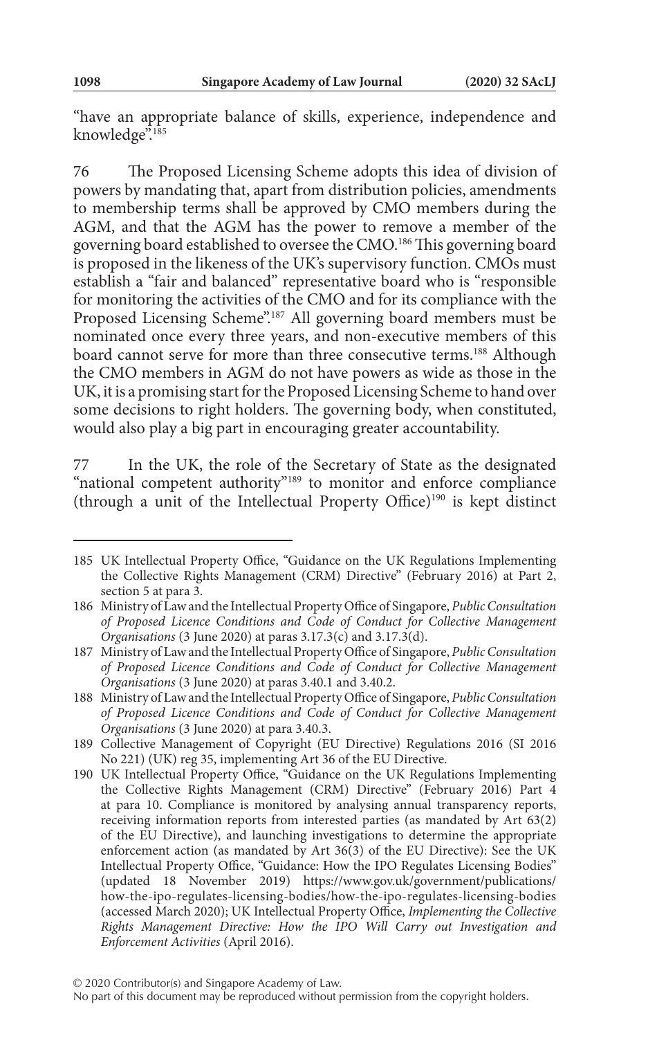"have an appropriate balance of skills, experience, independence and knowledge".[185]

76 The Proposed Licensing Scheme adopts this idea of division of powers by mandating that, apart from distribution policies, amendments to membership terms shall be approved by CMO members during the AGM, and that the AGM has the power to remove a member of the governing board established to oversee the CMO.[186] This governing board is proposed in the likeness of the UK's supervisory function. CMOs must establish a "fair and balanced" representative board who is "responsible for monitoring the activities of the CMO and for its compliance with the Proposed Licensing Scheme".[187] All governing board members must be nominated once every three years, and non-executive members of this board cannot serve for more than three consecutive terms.[188] Although the CMO members in AGM do not have powers as wide as those in the UK, it is a promising start for the Proposed Licensing Scheme to hand over some decisions to right holders. The governing body, when constituted, would also play a big part in encouraging greater accountability.

77 In the UK, the role of the Secretary of State as the designated "national competent authority"[189] to monitor and enforce compliance (through a unit of the Intellectual Property Office)[190] is kept distinct

---

185 UK Intellectual Property Office, "Guidance on the UK Regulations Implementing the Collective Rights Management (CRM) Directive" (February 2016) at Part 2, section 5 at para 3.

186 Ministry of Law and the Intellectual Property Office of Singapore, *Public Consultation of Proposed Licence Conditions and Code of Conduct for Collective Management Organisations* (3 June 2020) at paras 3.17.3(c) and 3.17.3(d).

187 Ministry of Law and the Intellectual Property Office of Singapore, *Public Consultation of Proposed Licence Conditions and Code of Conduct for Collective Management Organisations* (3 June 2020) at paras 3.40.1 and 3.40.2.

188 Ministry of Law and the Intellectual Property Office of Singapore, *Public Consultation of Proposed Licence Conditions and Code of Conduct for Collective Management Organisations* (3 June 2020) at para 3.40.3.

189 Collective Management of Copyright (EU Directive) Regulations 2016 (SI 2016 No 221) (UK) reg 35, implementing Art 36 of the EU Directive.

190 UK Intellectual Property Office, "Guidance on the UK Regulations Implementing the Collective Rights Management (CRM) Directive" (February 2016) Part 4 at para 10. Compliance is monitored by analysing annual transparency reports, receiving information reports from interested parties (as mandated by Art 63(2) of the EU Directive), and launching investigations to determine the appropriate enforcement action (as mandated by Art 36(3) of the EU Directive): See the UK Intellectual Property Office, "Guidance: How the IPO Regulates Licensing Bodies" (updated 18 November 2019) https://www.gov.uk/government/publications/how-the-ipo-regulates-licensing-bodies/how-the-ipo-regulates-licensing-bodies (accessed March 2020); UK Intellectual Property Office, *Implementing the Collective Rights Management Directive: How the IPO Will Carry out Investigation and Enforcement Activities* (April 2016).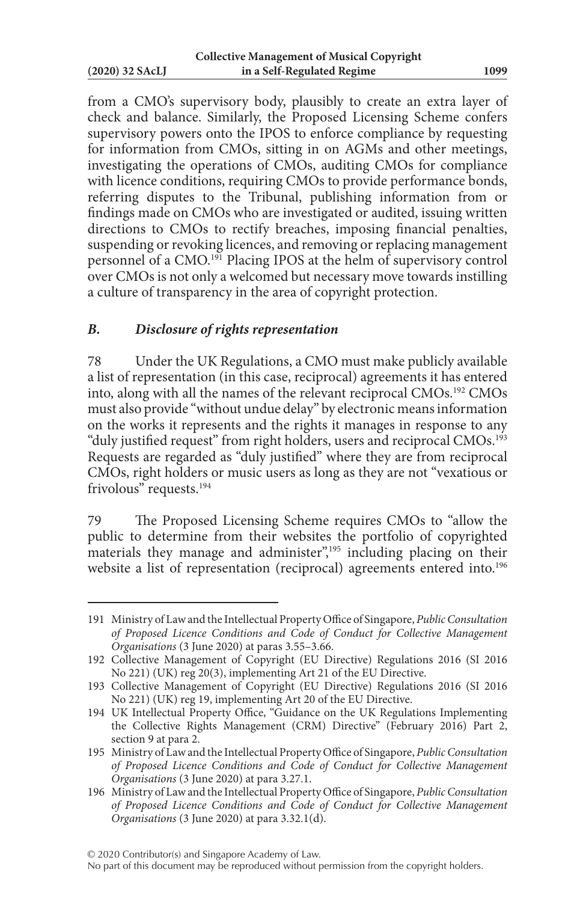from a CMO's supervisory body, plausibly to create an extra layer of check and balance. Similarly, the Proposed Licensing Scheme confers supervisory powers onto the IPOS to enforce compliance by requesting for information from CMOs, sitting in on AGMs and other meetings, investigating the operations of CMOs, auditing CMOs for compliance with licence conditions, requiring CMOs to provide performance bonds, referring disputes to the Tribunal, publishing information from or findings made on CMOs who are investigated or audited, issuing written directions to CMOs to rectify breaches, imposing financial penalties, suspending or revoking licences, and removing or replacing management personnel of a CMO.[191] Placing IPOS at the helm of supervisory control over CMOs is not only a welcomed but necessary move towards instilling a culture of transparency in the area of copyright protection.

### *B. Disclosure of rights representation*

78 Under the UK Regulations, a CMO must make publicly available a list of representation (in this case, reciprocal) agreements it has entered into, along with all the names of the relevant reciprocal CMOs.[192] CMOs must also provide "without undue delay" by electronic means information on the works it represents and the rights it manages in response to any "duly justified request" from right holders, users and reciprocal CMOs.[193] Requests are regarded as "duly justified" where they are from reciprocal CMOs, right holders or music users as long as they are not "vexatious or frivolous" requests.[194]

79 The Proposed Licensing Scheme requires CMOs to "allow the public to determine from their websites the portfolio of copyrighted materials they manage and administer",[195] including placing on their website a list of representation (reciprocal) agreements entered into.[196]

---

191 Ministry of Law and the Intellectual Property Office of Singapore, *Public Consultation of Proposed Licence Conditions and Code of Conduct for Collective Management Organisations* (3 June 2020) at paras 3.55–3.66.

192 Collective Management of Copyright (EU Directive) Regulations 2016 (SI 2016 No 221) (UK) reg 20(3), implementing Art 21 of the EU Directive.

193 Collective Management of Copyright (EU Directive) Regulations 2016 (SI 2016 No 221) (UK) reg 19, implementing Art 20 of the EU Directive.

194 UK Intellectual Property Office, "Guidance on the UK Regulations Implementing the Collective Rights Management (CRM) Directive" (February 2016) Part 2, section 9 at para 2.

195 Ministry of Law and the Intellectual Property Office of Singapore, *Public Consultation of Proposed Licence Conditions and Code of Conduct for Collective Management Organisations* (3 June 2020) at para 3.27.1.

196 Ministry of Law and the Intellectual Property Office of Singapore, *Public Consultation of Proposed Licence Conditions and Code of Conduct for Collective Management Organisations* (3 June 2020) at para 3.32.1(d).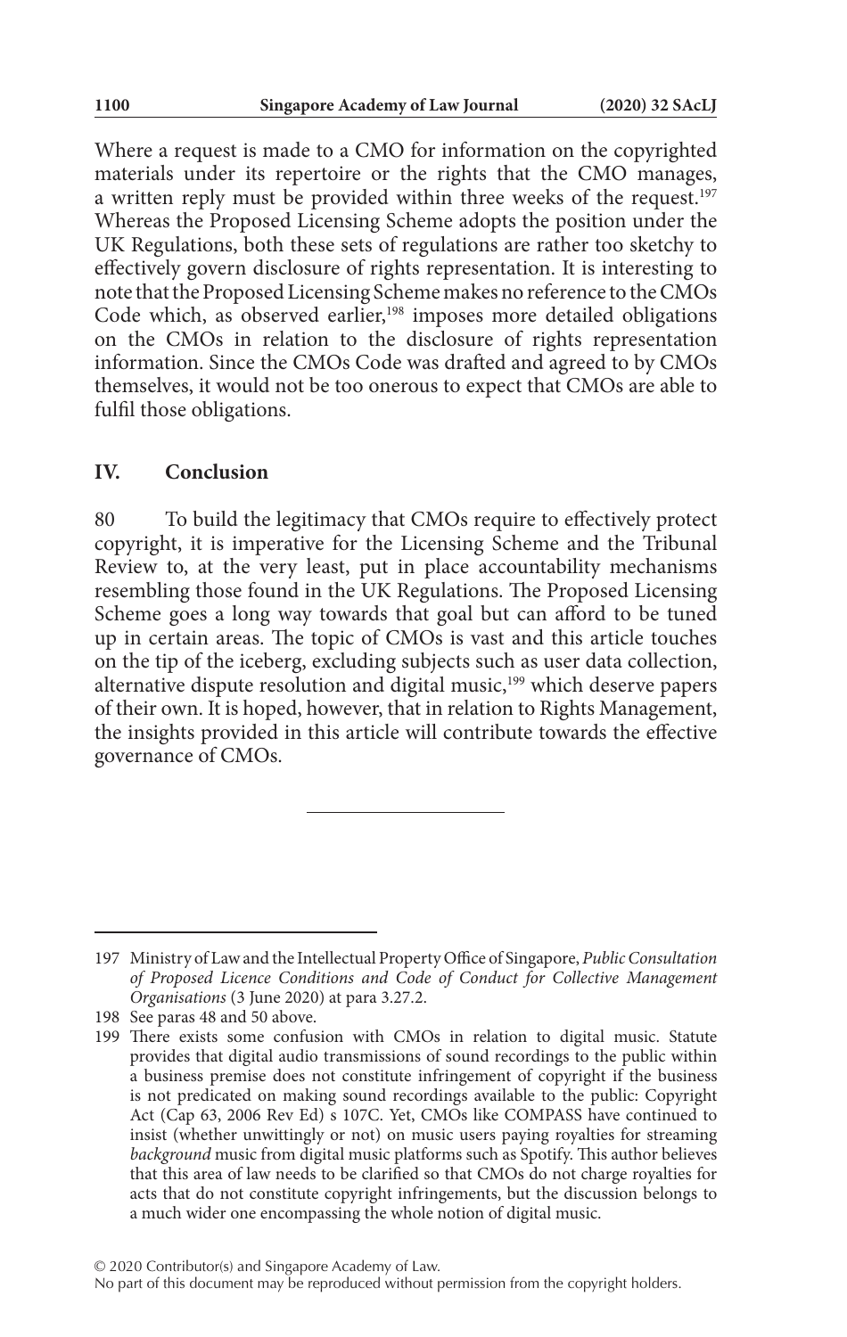Where a request is made to a CMO for information on the copyrighted materials under its repertoire or the rights that the CMO manages, a written reply must be provided within three weeks of the request.[197] Whereas the Proposed Licensing Scheme adopts the position under the UK Regulations, both these sets of regulations are rather too sketchy to effectively govern disclosure of rights representation. It is interesting to note that the Proposed Licensing Scheme makes no reference to the CMOs Code which, as observed earlier,[198] imposes more detailed obligations on the CMOs in relation to the disclosure of rights representation information. Since the CMOs Code was drafted and agreed to by CMOs themselves, it would not be too onerous to expect that CMOs are able to fulfil those obligations.

## IV. Conclusion

80 To build the legitimacy that CMOs require to effectively protect copyright, it is imperative for the Licensing Scheme and the Tribunal Review to, at the very least, put in place accountability mechanisms resembling those found in the UK Regulations. The Proposed Licensing Scheme goes a long way towards that goal but can afford to be tuned up in certain areas. The topic of CMOs is vast and this article touches on the tip of the iceberg, excluding subjects such as user data collection, alternative dispute resolution and digital music,[199] which deserve papers of their own. It is hoped, however, that in relation to Rights Management, the insights provided in this article will contribute towards the effective governance of CMOs.

---

197 Ministry of Law and the Intellectual Property Office of Singapore, *Public Consultation of Proposed Licence Conditions and Code of Conduct for Collective Management Organisations* (3 June 2020) at para 3.27.2.

198 See paras 48 and 50 above.

199 There exists some confusion with CMOs in relation to digital music. Statute provides that digital audio transmissions of sound recordings to the public within a business premise does not constitute infringement of copyright if the business is not predicated on making sound recordings available to the public: Copyright Act (Cap 63, 2006 Rev Ed) s 107C. Yet, CMOs like COMPASS have continued to insist (whether unwittingly or not) on music users paying royalties for streaming *background* music from digital music platforms such as Spotify. This author believes that this area of law needs to be clarified so that CMOs do not charge royalties for acts that do not constitute copyright infringements, but the discussion belongs to a much wider one encompassing the whole notion of digital music.